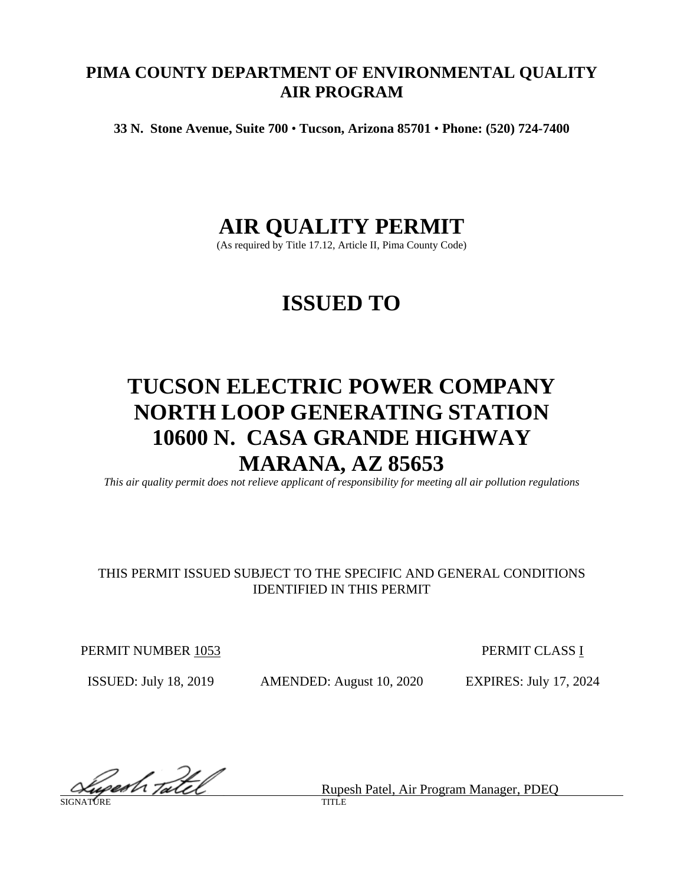**PIMA COUNTY DEPARTMENT OF ENVIRONMENTAL QUALITY**
**AIR PROGRAM**

**33 N. Stone Avenue, Suite 700 • Tucson, Arizona 85701 • Phone: (520) 724-7400**

# AIR QUALITY PERMIT

(As required by Title 17.12, Article II, Pima County Code)

# ISSUED TO

# TUCSON ELECTRIC POWER COMPANY
# NORTH LOOP GENERATING STATION
# 10600 N. CASA GRANDE HIGHWAY
# MARANA, AZ 85653

*This air quality permit does not relieve applicant of responsibility for meeting all air pollution regulations*

THIS PERMIT ISSUED SUBJECT TO THE SPECIFIC AND GENERAL CONDITIONS IDENTIFIED IN THIS PERMIT

PERMIT NUMBER 1053 PERMIT CLASS I

ISSUED: July 18, 2019 AMENDED: August 10, 2020 EXPIRES: July 17, 2024

SIGNATURE: Rupesh Patel

TITLE: Rupesh Patel, Air Program Manager, PDEQ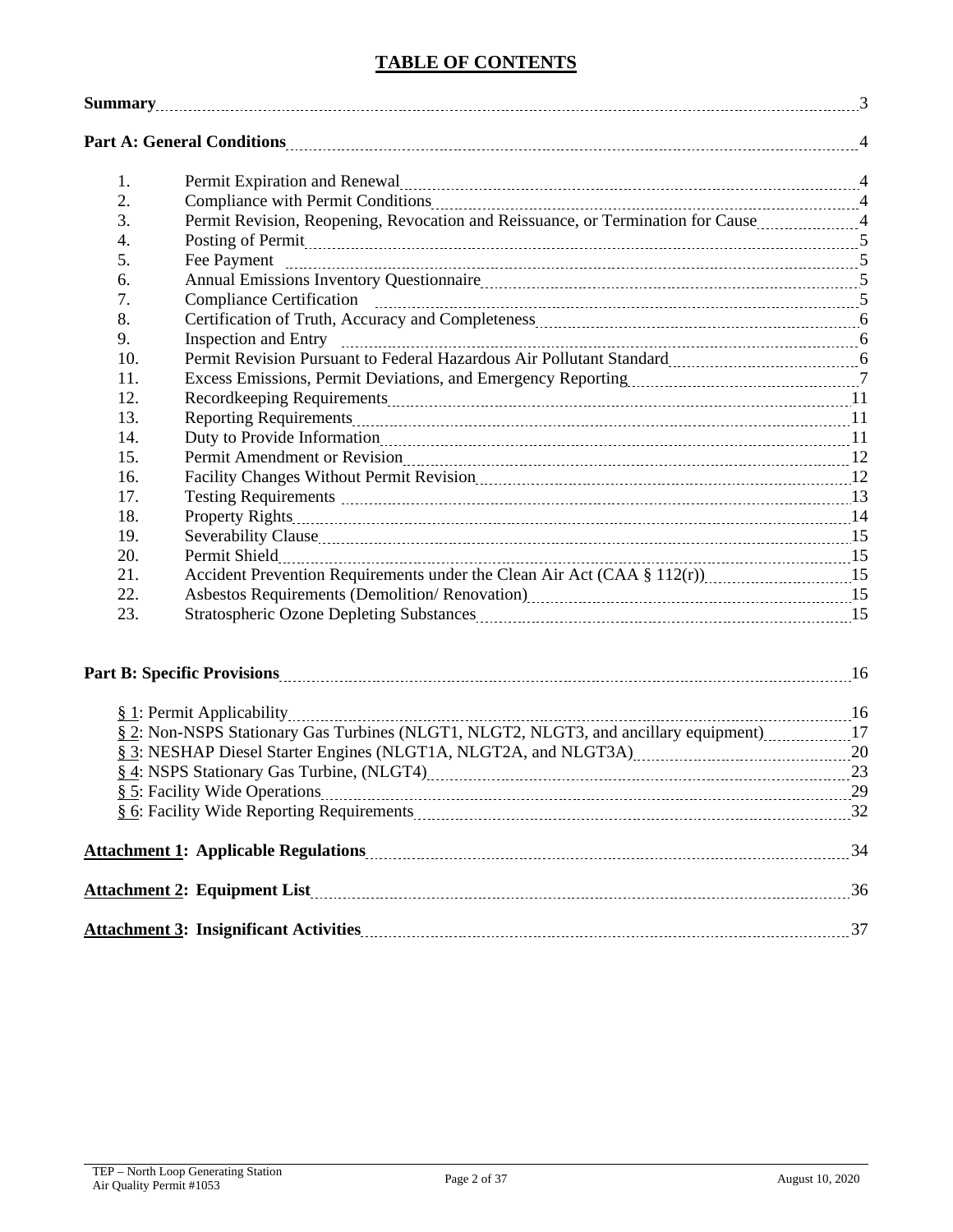# TABLE OF CONTENTS

| | | |
|---|---|---|
| **Summary** | | 3 |
| **Part A: General Conditions** | | 4 |
| 1. | Permit Expiration and Renewal | 4 |
| 2. | Compliance with Permit Conditions | 4 |
| 3. | Permit Revision, Reopening, Revocation and Reissuance, or Termination for Cause | 4 |
| 4. | Posting of Permit | 5 |
| 5. | Fee Payment | 5 |
| 6. | Annual Emissions Inventory Questionnaire | 5 |
| 7. | Compliance Certification | 5 |
| 8. | Certification of Truth, Accuracy and Completeness | 6 |
| 9. | Inspection and Entry | 6 |
| 10. | Permit Revision Pursuant to Federal Hazardous Air Pollutant Standard | 6 |
| 11. | Excess Emissions, Permit Deviations, and Emergency Reporting | 7 |
| 12. | Recordkeeping Requirements | 11 |
| 13. | Reporting Requirements | 11 |
| 14. | Duty to Provide Information | 11 |
| 15. | Permit Amendment or Revision | 12 |
| 16. | Facility Changes Without Permit Revision | 12 |
| 17. | Testing Requirements | 13 |
| 18. | Property Rights | 14 |
| 19. | Severability Clause | 15 |
| 20. | Permit Shield | 15 |
| 21. | Accident Prevention Requirements under the Clean Air Act (CAA § 112(r)) | 15 |
| 22. | Asbestos Requirements (Demolition/ Renovation) | 15 |
| 23. | Stratospheric Ozone Depleting Substances | 15 |
| **Part B: Specific Provisions** | | 16 |
| | § 1: Permit Applicability | 16 |
| | § 2: Non-NSPS Stationary Gas Turbines (NLGT1, NLGT2, NLGT3, and ancillary equipment) | 17 |
| | § 3: NESHAP Diesel Starter Engines (NLGT1A, NLGT2A, and NLGT3A) | 20 |
| | § 4: NSPS Stationary Gas Turbine, (NLGT4) | 23 |
| | § 5: Facility Wide Operations | 29 |
| | § 6: Facility Wide Reporting Requirements | 32 |
| **Attachment 1: Applicable Regulations** | | 34 |
| **Attachment 2: Equipment List** | | 36 |
| **Attachment 3: Insignificant Activities** | | 37 |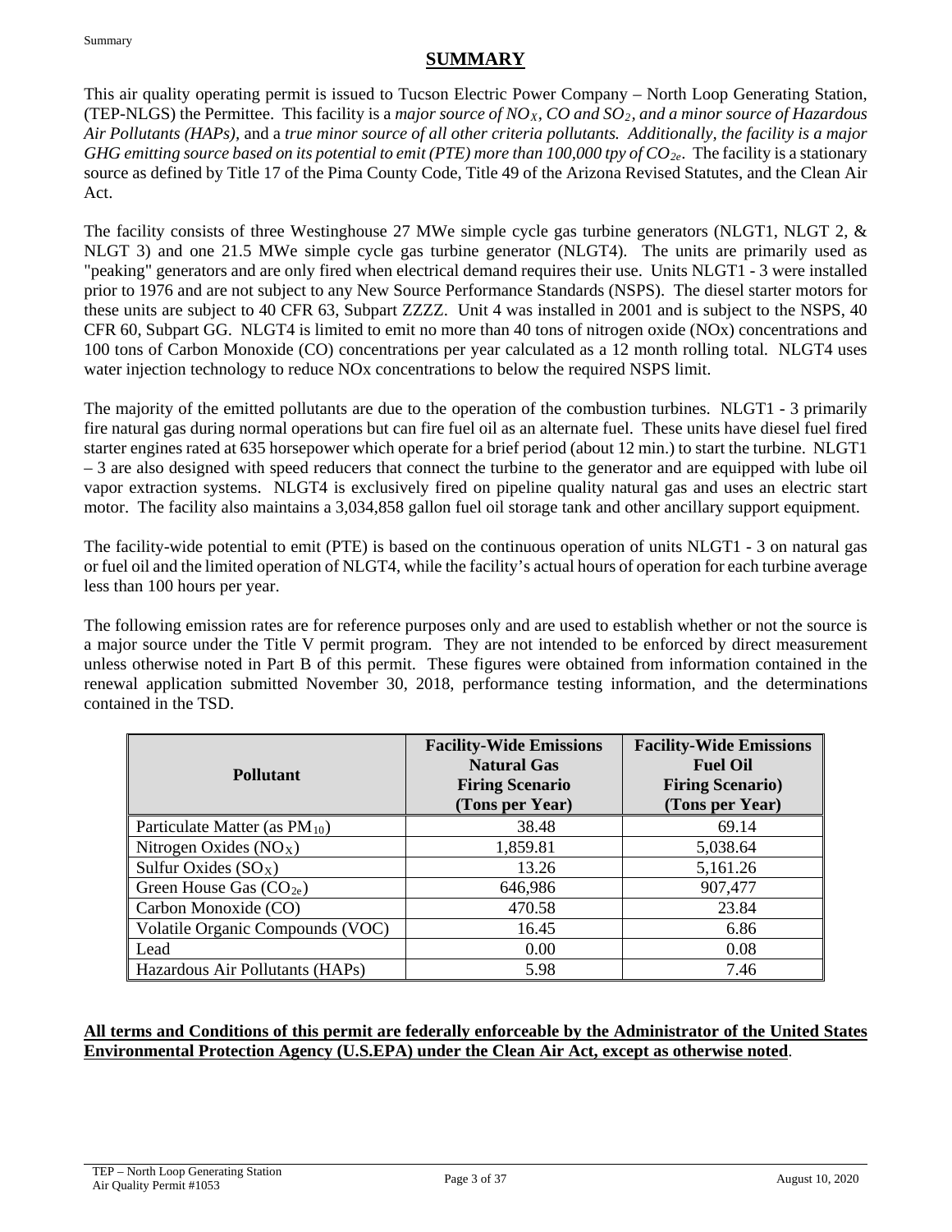## SUMMARY

This air quality operating permit is issued to Tucson Electric Power Company – North Loop Generating Station, (TEP-NLGS) the Permittee. This facility is a *major source of $NO_X$, CO and $SO_2$, and a minor source of Hazardous Air Pollutants (HAPs)*, and a *true minor source of all other criteria pollutants. Additionally, the facility is a major GHG emitting source based on its potential to emit (PTE) more than 100,000 tpy of $CO_{2e}$*. The facility is a stationary source as defined by Title 17 of the Pima County Code, Title 49 of the Arizona Revised Statutes, and the Clean Air Act.

The facility consists of three Westinghouse 27 MWe simple cycle gas turbine generators (NLGT1, NLGT 2, & NLGT 3) and one 21.5 MWe simple cycle gas turbine generator (NLGT4). The units are primarily used as "peaking" generators and are only fired when electrical demand requires their use. Units NLGT1 - 3 were installed prior to 1976 and are not subject to any New Source Performance Standards (NSPS). The diesel starter motors for these units are subject to 40 CFR 63, Subpart ZZZZ. Unit 4 was installed in 2001 and is subject to the NSPS, 40 CFR 60, Subpart GG. NLGT4 is limited to emit no more than 40 tons of nitrogen oxide (NOx) concentrations and 100 tons of Carbon Monoxide (CO) concentrations per year calculated as a 12 month rolling total. NLGT4 uses water injection technology to reduce NOx concentrations to below the required NSPS limit.

The majority of the emitted pollutants are due to the operation of the combustion turbines. NLGT1 - 3 primarily fire natural gas during normal operations but can fire fuel oil as an alternate fuel. These units have diesel fuel fired starter engines rated at 635 horsepower which operate for a brief period (about 12 min.) to start the turbine. NLGT1 – 3 are also designed with speed reducers that connect the turbine to the generator and are equipped with lube oil vapor extraction systems. NLGT4 is exclusively fired on pipeline quality natural gas and uses an electric start motor. The facility also maintains a 3,034,858 gallon fuel oil storage tank and other ancillary support equipment.

The facility-wide potential to emit (PTE) is based on the continuous operation of units NLGT1 - 3 on natural gas or fuel oil and the limited operation of NLGT4, while the facility's actual hours of operation for each turbine average less than 100 hours per year.

The following emission rates are for reference purposes only and are used to establish whether or not the source is a major source under the Title V permit program. They are not intended to be enforced by direct measurement unless otherwise noted in Part B of this permit. These figures were obtained from information contained in the renewal application submitted November 30, 2018, performance testing information, and the determinations contained in the TSD.

| Pollutant | Facility-Wide Emissions Natural Gas Firing Scenario (Tons per Year) | Facility-Wide Emissions Fuel Oil Firing Scenario) (Tons per Year) |
|---|---|---|
| Particulate Matter (as $PM_{10}$) | 38.48 | 69.14 |
| Nitrogen Oxides ($NO_X$) | 1,859.81 | 5,038.64 |
| Sulfur Oxides ($SO_X$) | 13.26 | 5,161.26 |
| Green House Gas ($CO_{2e}$) | 646,986 | 907,477 |
| Carbon Monoxide (CO) | 470.58 | 23.84 |
| Volatile Organic Compounds (VOC) | 16.45 | 6.86 |
| Lead | 0.00 | 0.08 |
| Hazardous Air Pollutants (HAPs) | 5.98 | 7.46 |

**All terms and Conditions of this permit are federally enforceable by the Administrator of the United States Environmental Protection Agency (U.S.EPA) under the Clean Air Act, except as otherwise noted**.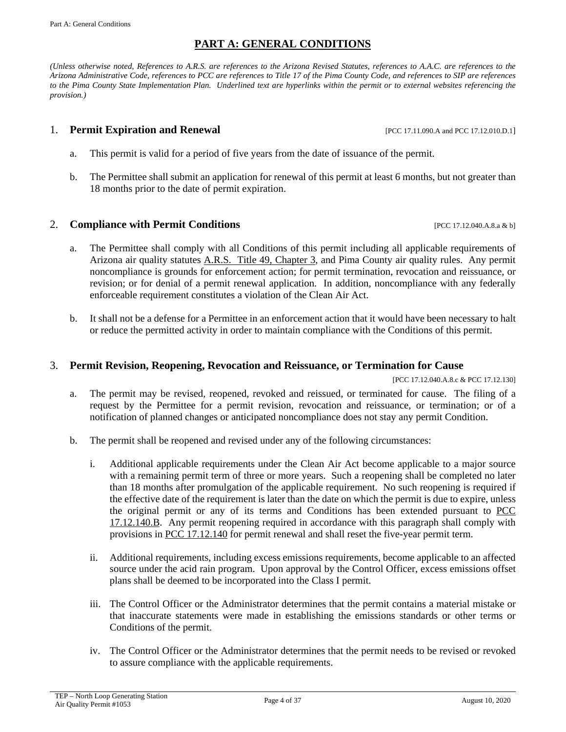# PART A: GENERAL CONDITIONS

*(Unless otherwise noted, References to A.R.S. are references to the Arizona Revised Statutes, references to A.A.C. are references to the Arizona Administrative Code, references to PCC are references to Title 17 of the Pima County Code, and references to SIP are references to the Pima County State Implementation Plan. Underlined text are hyperlinks within the permit or to external websites referencing the provision.)*

## 1. Permit Expiration and Renewal

[PCC 17.11.090.A and PCC 17.12.010.D.1]

a. This permit is valid for a period of five years from the date of issuance of the permit.

b. The Permittee shall submit an application for renewal of this permit at least 6 months, but not greater than 18 months prior to the date of permit expiration.

## 2. Compliance with Permit Conditions

[PCC 17.12.040.A.8.a & b]

a. The Permittee shall comply with all Conditions of this permit including all applicable requirements of Arizona air quality statutes A.R.S. Title 49, Chapter 3, and Pima County air quality rules. Any permit noncompliance is grounds for enforcement action; for permit termination, revocation and reissuance, or revision; or for denial of a permit renewal application. In addition, noncompliance with any federally enforceable requirement constitutes a violation of the Clean Air Act.

b. It shall not be a defense for a Permittee in an enforcement action that it would have been necessary to halt or reduce the permitted activity in order to maintain compliance with the Conditions of this permit.

## 3. Permit Revision, Reopening, Revocation and Reissuance, or Termination for Cause

[PCC 17.12.040.A.8.c & PCC 17.12.130]

a. The permit may be revised, reopened, revoked and reissued, or terminated for cause. The filing of a request by the Permittee for a permit revision, revocation and reissuance, or termination; or of a notification of planned changes or anticipated noncompliance does not stay any permit Condition.

b. The permit shall be reopened and revised under any of the following circumstances:

   i. Additional applicable requirements under the Clean Air Act become applicable to a major source with a remaining permit term of three or more years. Such a reopening shall be completed no later than 18 months after promulgation of the applicable requirement. No such reopening is required if the effective date of the requirement is later than the date on which the permit is due to expire, unless the original permit or any of its terms and Conditions has been extended pursuant to PCC 17.12.140.B. Any permit reopening required in accordance with this paragraph shall comply with provisions in PCC 17.12.140 for permit renewal and shall reset the five-year permit term.

   ii. Additional requirements, including excess emissions requirements, become applicable to an affected source under the acid rain program. Upon approval by the Control Officer, excess emissions offset plans shall be deemed to be incorporated into the Class I permit.

   iii. The Control Officer or the Administrator determines that the permit contains a material mistake or that inaccurate statements were made in establishing the emissions standards or other terms or Conditions of the permit.

   iv. The Control Officer or the Administrator determines that the permit needs to be revised or revoked to assure compliance with the applicable requirements.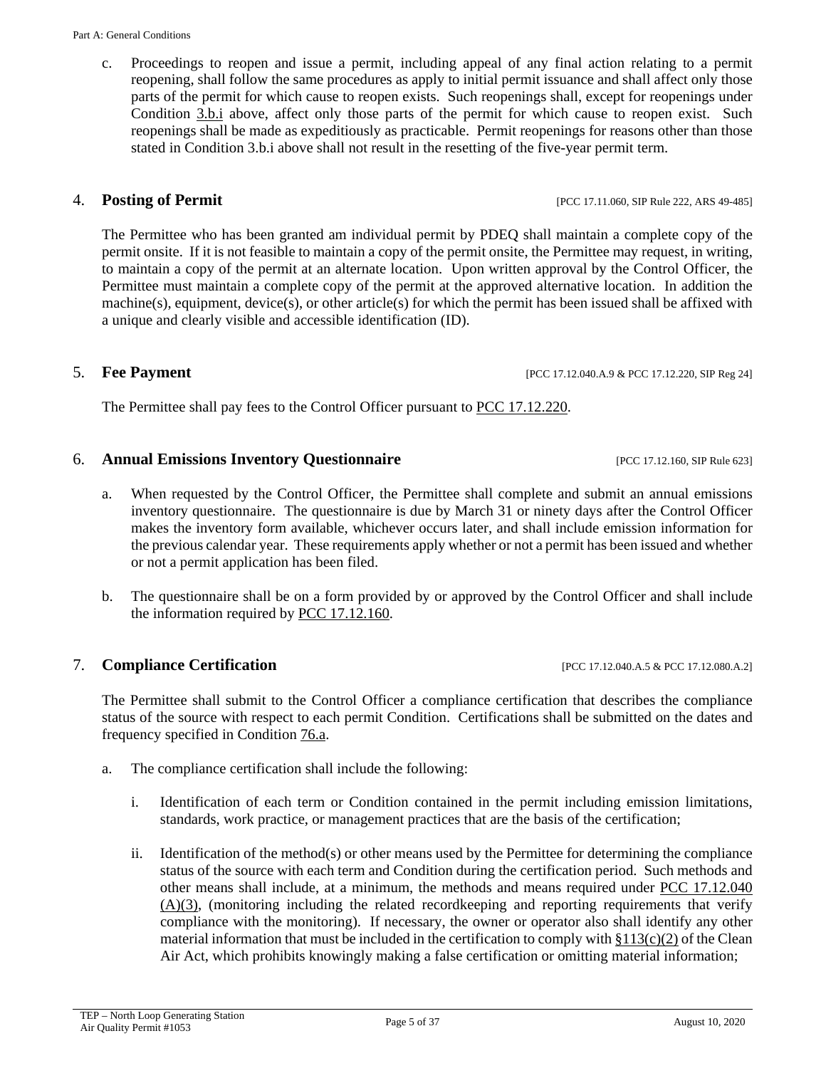c. Proceedings to reopen and issue a permit, including appeal of any final action relating to a permit reopening, shall follow the same procedures as apply to initial permit issuance and shall affect only those parts of the permit for which cause to reopen exists. Such reopenings shall, except for reopenings under Condition 3.b.i above, affect only those parts of the permit for which cause to reopen exist. Such reopenings shall be made as expeditiously as practicable. Permit reopenings for reasons other than those stated in Condition 3.b.i above shall not result in the resetting of the five-year permit term.

## 4. **Posting of Permit** [PCC 17.11.060, SIP Rule 222, ARS 49-485]

The Permittee who has been granted am individual permit by PDEQ shall maintain a complete copy of the permit onsite. If it is not feasible to maintain a copy of the permit onsite, the Permittee may request, in writing, to maintain a copy of the permit at an alternate location. Upon written approval by the Control Officer, the Permittee must maintain a complete copy of the permit at the approved alternative location. In addition the machine(s), equipment, device(s), or other article(s) for which the permit has been issued shall be affixed with a unique and clearly visible and accessible identification (ID).

## 5. **Fee Payment** [PCC 17.12.040.A.9 & PCC 17.12.220, SIP Reg 24]

The Permittee shall pay fees to the Control Officer pursuant to PCC 17.12.220.

## 6. **Annual Emissions Inventory Questionnaire** [PCC 17.12.160, SIP Rule 623]

a. When requested by the Control Officer, the Permittee shall complete and submit an annual emissions inventory questionnaire. The questionnaire is due by March 31 or ninety days after the Control Officer makes the inventory form available, whichever occurs later, and shall include emission information for the previous calendar year. These requirements apply whether or not a permit has been issued and whether or not a permit application has been filed.

b. The questionnaire shall be on a form provided by or approved by the Control Officer and shall include the information required by PCC 17.12.160.

## 7. **Compliance Certification** [PCC 17.12.040.A.5 & PCC 17.12.080.A.2]

The Permittee shall submit to the Control Officer a compliance certification that describes the compliance status of the source with respect to each permit Condition. Certifications shall be submitted on the dates and frequency specified in Condition 76.a.

a. The compliance certification shall include the following:

   i. Identification of each term or Condition contained in the permit including emission limitations, standards, work practice, or management practices that are the basis of the certification;

   ii. Identification of the method(s) or other means used by the Permittee for determining the compliance status of the source with each term and Condition during the certification period. Such methods and other means shall include, at a minimum, the methods and means required under PCC 17.12.040 (A)(3), (monitoring including the related recordkeeping and reporting requirements that verify compliance with the monitoring). If necessary, the owner or operator also shall identify any other material information that must be included in the certification to comply with §113(c)(2) of the Clean Air Act, which prohibits knowingly making a false certification or omitting material information;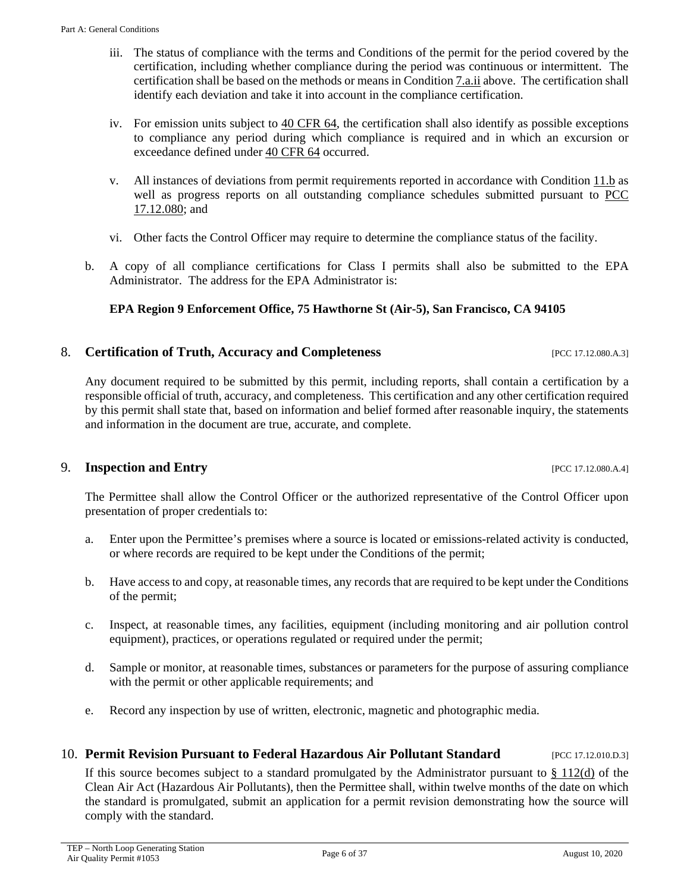iii. The status of compliance with the terms and Conditions of the permit for the period covered by the certification, including whether compliance during the period was continuous or intermittent. The certification shall be based on the methods or means in Condition 7.a.ii above. The certification shall identify each deviation and take it into account in the compliance certification.

iv. For emission units subject to 40 CFR 64, the certification shall also identify as possible exceptions to compliance any period during which compliance is required and in which an excursion or exceedance defined under 40 CFR 64 occurred.

v. All instances of deviations from permit requirements reported in accordance with Condition 11.b as well as progress reports on all outstanding compliance schedules submitted pursuant to PCC 17.12.080; and

vi. Other facts the Control Officer may require to determine the compliance status of the facility.

b. A copy of all compliance certifications for Class I permits shall also be submitted to the EPA Administrator. The address for the EPA Administrator is:

**EPA Region 9 Enforcement Office, 75 Hawthorne St (Air-5), San Francisco, CA 94105**

## 8. Certification of Truth, Accuracy and Completeness [PCC 17.12.080.A.3]

Any document required to be submitted by this permit, including reports, shall contain a certification by a responsible official of truth, accuracy, and completeness. This certification and any other certification required by this permit shall state that, based on information and belief formed after reasonable inquiry, the statements and information in the document are true, accurate, and complete.

## 9. Inspection and Entry [PCC 17.12.080.A.4]

The Permittee shall allow the Control Officer or the authorized representative of the Control Officer upon presentation of proper credentials to:

a. Enter upon the Permittee's premises where a source is located or emissions-related activity is conducted, or where records are required to be kept under the Conditions of the permit;

b. Have access to and copy, at reasonable times, any records that are required to be kept under the Conditions of the permit;

c. Inspect, at reasonable times, any facilities, equipment (including monitoring and air pollution control equipment), practices, or operations regulated or required under the permit;

d. Sample or monitor, at reasonable times, substances or parameters for the purpose of assuring compliance with the permit or other applicable requirements; and

e. Record any inspection by use of written, electronic, magnetic and photographic media.

## 10. Permit Revision Pursuant to Federal Hazardous Air Pollutant Standard [PCC 17.12.010.D.3]

If this source becomes subject to a standard promulgated by the Administrator pursuant to § 112(d) of the Clean Air Act (Hazardous Air Pollutants), then the Permittee shall, within twelve months of the date on which the standard is promulgated, submit an application for a permit revision demonstrating how the source will comply with the standard.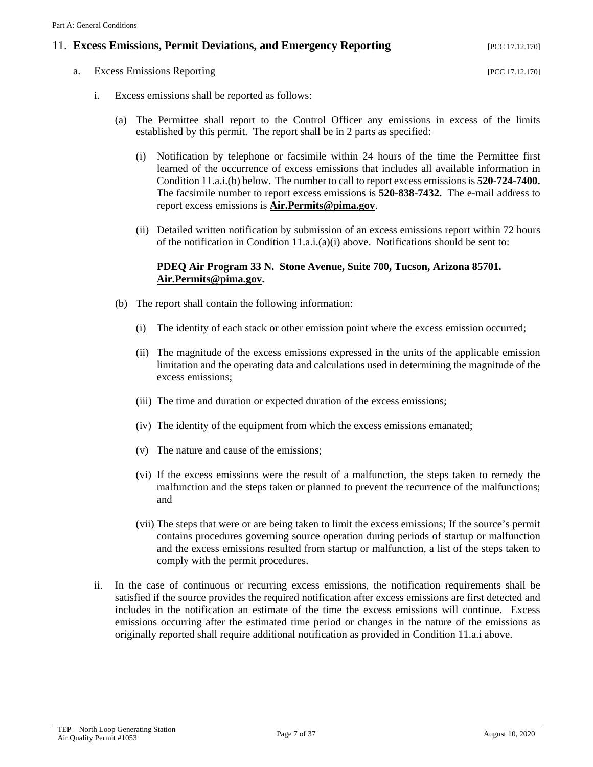## 11. Excess Emissions, Permit Deviations, and Emergency Reporting [PCC 17.12.170]

a. Excess Emissions Reporting [PCC 17.12.170]

i. Excess emissions shall be reported as follows:

(a) The Permittee shall report to the Control Officer any emissions in excess of the limits established by this permit. The report shall be in 2 parts as specified:

(i) Notification by telephone or facsimile within 24 hours of the time the Permittee first learned of the occurrence of excess emissions that includes all available information in Condition 11.a.i.(b) below. The number to call to report excess emissions is **520-724-7400.** The facsimile number to report excess emissions is **520-838-7432.** The e-mail address to report excess emissions is **Air.Permits@pima.gov**.

(ii) Detailed written notification by submission of an excess emissions report within 72 hours of the notification in Condition 11.a.i.(a)(i) above. Notifications should be sent to:

**PDEQ Air Program 33 N. Stone Avenue, Suite 700, Tucson, Arizona 85701. Air.Permits@pima.gov.**

(b) The report shall contain the following information:

(i) The identity of each stack or other emission point where the excess emission occurred;

(ii) The magnitude of the excess emissions expressed in the units of the applicable emission limitation and the operating data and calculations used in determining the magnitude of the excess emissions;

(iii) The time and duration or expected duration of the excess emissions;

(iv) The identity of the equipment from which the excess emissions emanated;

(v) The nature and cause of the emissions;

(vi) If the excess emissions were the result of a malfunction, the steps taken to remedy the malfunction and the steps taken or planned to prevent the recurrence of the malfunctions; and

(vii) The steps that were or are being taken to limit the excess emissions; If the source's permit contains procedures governing source operation during periods of startup or malfunction and the excess emissions resulted from startup or malfunction, a list of the steps taken to comply with the permit procedures.

ii. In the case of continuous or recurring excess emissions, the notification requirements shall be satisfied if the source provides the required notification after excess emissions are first detected and includes in the notification an estimate of the time the excess emissions will continue. Excess emissions occurring after the estimated time period or changes in the nature of the emissions as originally reported shall require additional notification as provided in Condition 11.a.i above.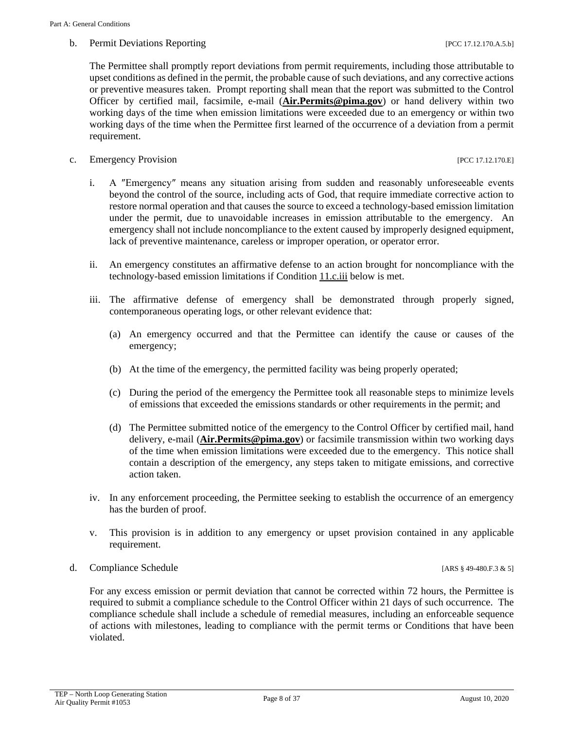b. Permit Deviations Reporting [PCC 17.12.170.A.5.b]

The Permittee shall promptly report deviations from permit requirements, including those attributable to upset conditions as defined in the permit, the probable cause of such deviations, and any corrective actions or preventive measures taken. Prompt reporting shall mean that the report was submitted to the Control Officer by certified mail, facsimile, e-mail (**Air.Permits@pima.gov**) or hand delivery within two working days of the time when emission limitations were exceeded due to an emergency or within two working days of the time when the Permittee first learned of the occurrence of a deviation from a permit requirement.

c. Emergency Provision [PCC 17.12.170.E]

i. A ″Emergency″ means any situation arising from sudden and reasonably unforeseeable events beyond the control of the source, including acts of God, that require immediate corrective action to restore normal operation and that causes the source to exceed a technology-based emission limitation under the permit, due to unavoidable increases in emission attributable to the emergency. An emergency shall not include noncompliance to the extent caused by improperly designed equipment, lack of preventive maintenance, careless or improper operation, or operator error.

ii. An emergency constitutes an affirmative defense to an action brought for noncompliance with the technology-based emission limitations if Condition 11.c.iii below is met.

iii. The affirmative defense of emergency shall be demonstrated through properly signed, contemporaneous operating logs, or other relevant evidence that:

(a) An emergency occurred and that the Permittee can identify the cause or causes of the emergency;

(b) At the time of the emergency, the permitted facility was being properly operated;

(c) During the period of the emergency the Permittee took all reasonable steps to minimize levels of emissions that exceeded the emissions standards or other requirements in the permit; and

(d) The Permittee submitted notice of the emergency to the Control Officer by certified mail, hand delivery, e-mail (**Air.Permits@pima.gov**) or facsimile transmission within two working days of the time when emission limitations were exceeded due to the emergency. This notice shall contain a description of the emergency, any steps taken to mitigate emissions, and corrective action taken.

iv. In any enforcement proceeding, the Permittee seeking to establish the occurrence of an emergency has the burden of proof.

v. This provision is in addition to any emergency or upset provision contained in any applicable requirement.

d. Compliance Schedule [ARS § 49-480.F.3 & 5]

For any excess emission or permit deviation that cannot be corrected within 72 hours, the Permittee is required to submit a compliance schedule to the Control Officer within 21 days of such occurrence. The compliance schedule shall include a schedule of remedial measures, including an enforceable sequence of actions with milestones, leading to compliance with the permit terms or Conditions that have been violated.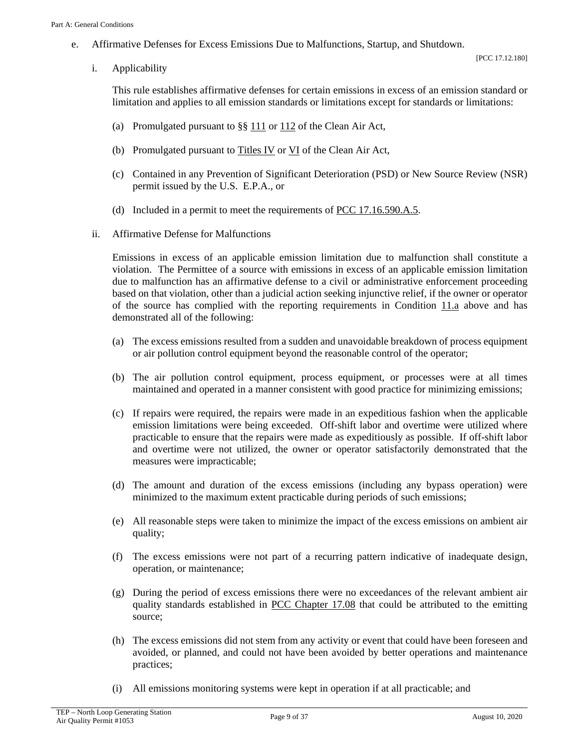e. Affirmative Defenses for Excess Emissions Due to Malfunctions, Startup, and Shutdown.

[PCC 17.12.180]

i. Applicability

This rule establishes affirmative defenses for certain emissions in excess of an emission standard or limitation and applies to all emission standards or limitations except for standards or limitations:

(a) Promulgated pursuant to §§ 111 or 112 of the Clean Air Act,

(b) Promulgated pursuant to Titles IV or VI of the Clean Air Act,

(c) Contained in any Prevention of Significant Deterioration (PSD) or New Source Review (NSR) permit issued by the U.S. E.P.A., or

(d) Included in a permit to meet the requirements of PCC 17.16.590.A.5.

ii. Affirmative Defense for Malfunctions

Emissions in excess of an applicable emission limitation due to malfunction shall constitute a violation. The Permittee of a source with emissions in excess of an applicable emission limitation due to malfunction has an affirmative defense to a civil or administrative enforcement proceeding based on that violation, other than a judicial action seeking injunctive relief, if the owner or operator of the source has complied with the reporting requirements in Condition 11.a above and has demonstrated all of the following:

(a) The excess emissions resulted from a sudden and unavoidable breakdown of process equipment or air pollution control equipment beyond the reasonable control of the operator;

(b) The air pollution control equipment, process equipment, or processes were at all times maintained and operated in a manner consistent with good practice for minimizing emissions;

(c) If repairs were required, the repairs were made in an expeditious fashion when the applicable emission limitations were being exceeded. Off-shift labor and overtime were utilized where practicable to ensure that the repairs were made as expeditiously as possible. If off-shift labor and overtime were not utilized, the owner or operator satisfactorily demonstrated that the measures were impracticable;

(d) The amount and duration of the excess emissions (including any bypass operation) were minimized to the maximum extent practicable during periods of such emissions;

(e) All reasonable steps were taken to minimize the impact of the excess emissions on ambient air quality;

(f) The excess emissions were not part of a recurring pattern indicative of inadequate design, operation, or maintenance;

(g) During the period of excess emissions there were no exceedances of the relevant ambient air quality standards established in PCC Chapter 17.08 that could be attributed to the emitting source;

(h) The excess emissions did not stem from any activity or event that could have been foreseen and avoided, or planned, and could not have been avoided by better operations and maintenance practices;

(i) All emissions monitoring systems were kept in operation if at all practicable; and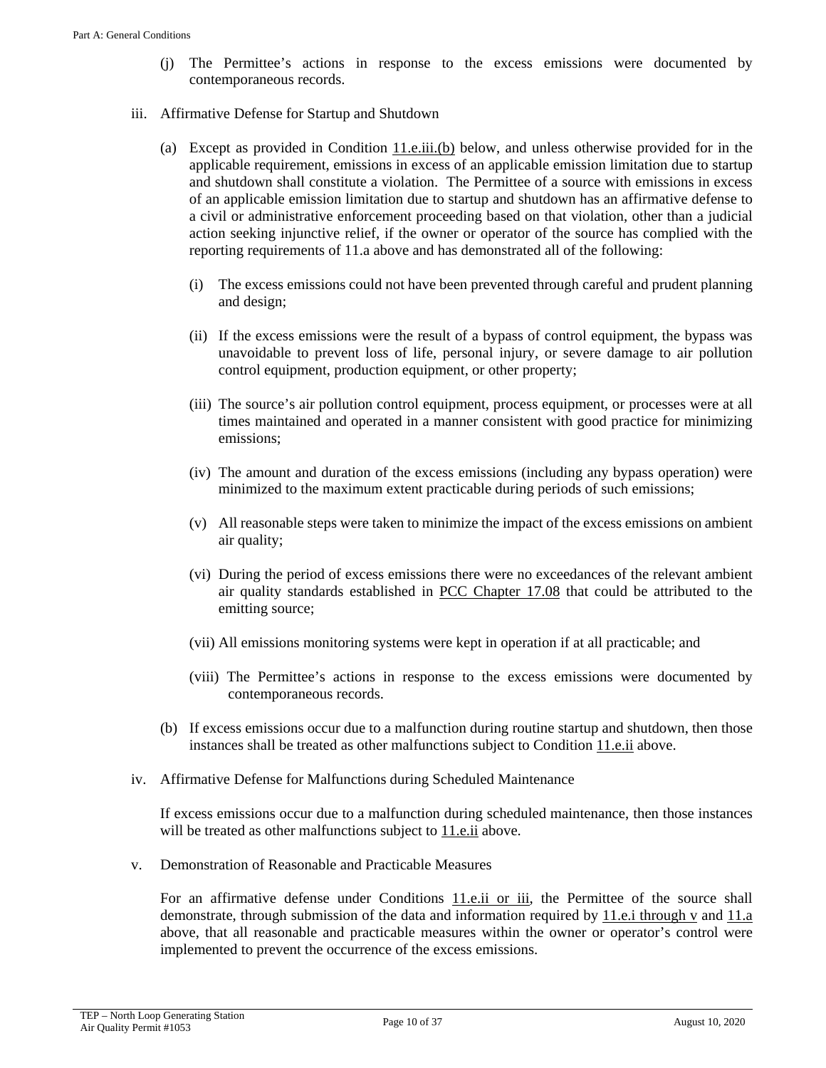(j) The Permittee's actions in response to the excess emissions were documented by contemporaneous records.

iii. Affirmative Defense for Startup and Shutdown

(a) Except as provided in Condition 11.e.iii.(b) below, and unless otherwise provided for in the applicable requirement, emissions in excess of an applicable emission limitation due to startup and shutdown shall constitute a violation. The Permittee of a source with emissions in excess of an applicable emission limitation due to startup and shutdown has an affirmative defense to a civil or administrative enforcement proceeding based on that violation, other than a judicial action seeking injunctive relief, if the owner or operator of the source has complied with the reporting requirements of 11.a above and has demonstrated all of the following:

(i) The excess emissions could not have been prevented through careful and prudent planning and design;

(ii) If the excess emissions were the result of a bypass of control equipment, the bypass was unavoidable to prevent loss of life, personal injury, or severe damage to air pollution control equipment, production equipment, or other property;

(iii) The source's air pollution control equipment, process equipment, or processes were at all times maintained and operated in a manner consistent with good practice for minimizing emissions;

(iv) The amount and duration of the excess emissions (including any bypass operation) were minimized to the maximum extent practicable during periods of such emissions;

(v) All reasonable steps were taken to minimize the impact of the excess emissions on ambient air quality;

(vi) During the period of excess emissions there were no exceedances of the relevant ambient air quality standards established in PCC Chapter 17.08 that could be attributed to the emitting source;

(vii) All emissions monitoring systems were kept in operation if at all practicable; and

(viii) The Permittee's actions in response to the excess emissions were documented by contemporaneous records.

(b) If excess emissions occur due to a malfunction during routine startup and shutdown, then those instances shall be treated as other malfunctions subject to Condition 11.e.ii above.

iv. Affirmative Defense for Malfunctions during Scheduled Maintenance

If excess emissions occur due to a malfunction during scheduled maintenance, then those instances will be treated as other malfunctions subject to 11.e.ii above.

v. Demonstration of Reasonable and Practicable Measures

For an affirmative defense under Conditions 11.e.ii or iii, the Permittee of the source shall demonstrate, through submission of the data and information required by 11.e.i through v and 11.a above, that all reasonable and practicable measures within the owner or operator's control were implemented to prevent the occurrence of the excess emissions.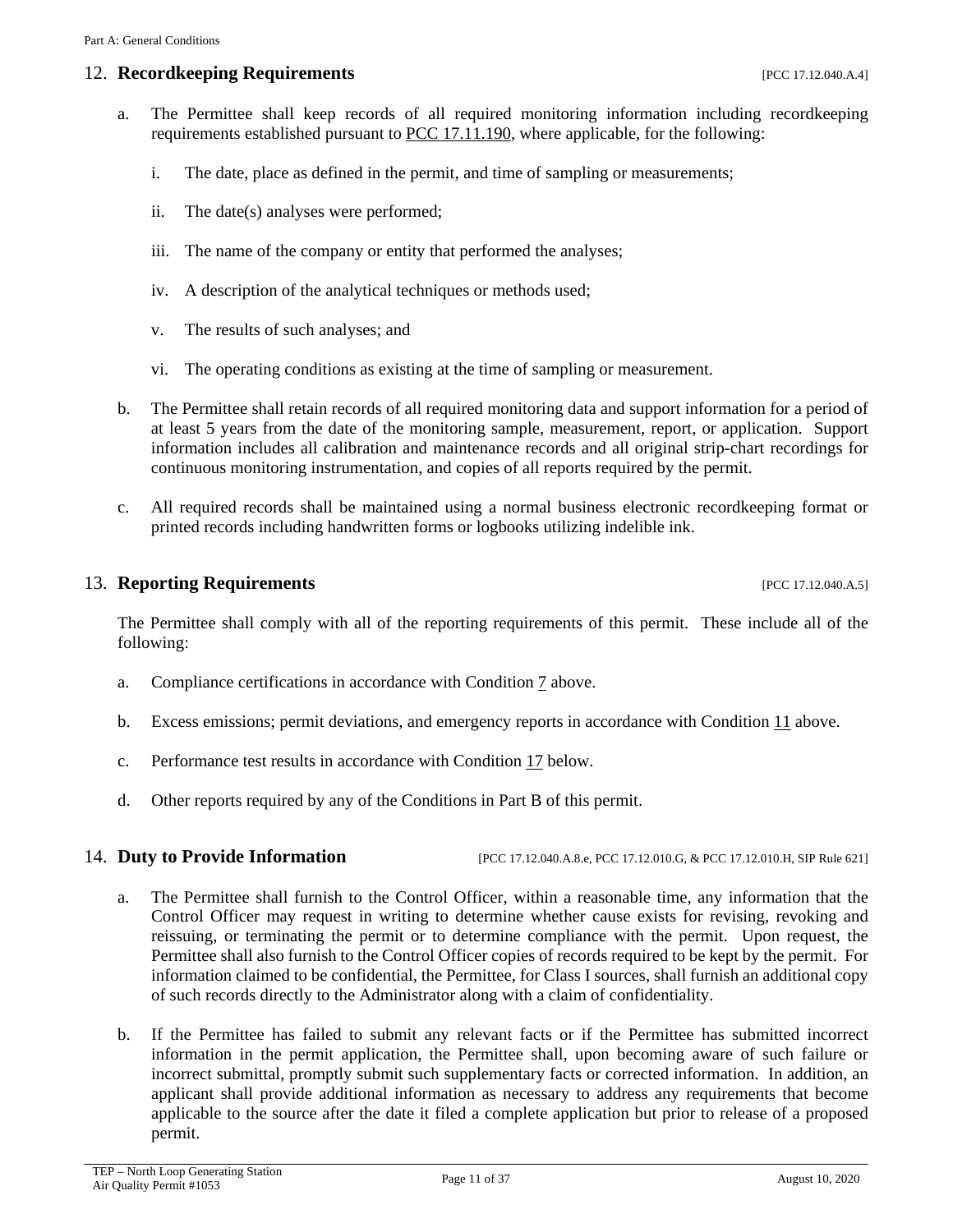## 12. **Recordkeeping Requirements** [PCC 17.12.040.A.4]

a. The Permittee shall keep records of all required monitoring information including recordkeeping requirements established pursuant to PCC 17.11.190, where applicable, for the following:

   i. The date, place as defined in the permit, and time of sampling or measurements;

   ii. The date(s) analyses were performed;

   iii. The name of the company or entity that performed the analyses;

   iv. A description of the analytical techniques or methods used;

   v. The results of such analyses; and

   vi. The operating conditions as existing at the time of sampling or measurement.

b. The Permittee shall retain records of all required monitoring data and support information for a period of at least 5 years from the date of the monitoring sample, measurement, report, or application. Support information includes all calibration and maintenance records and all original strip-chart recordings for continuous monitoring instrumentation, and copies of all reports required by the permit.

c. All required records shall be maintained using a normal business electronic recordkeeping format or printed records including handwritten forms or logbooks utilizing indelible ink.

## 13. **Reporting Requirements** [PCC 17.12.040.A.5]

The Permittee shall comply with all of the reporting requirements of this permit. These include all of the following:

a. Compliance certifications in accordance with Condition 7 above.

b. Excess emissions; permit deviations, and emergency reports in accordance with Condition 11 above.

c. Performance test results in accordance with Condition 17 below.

d. Other reports required by any of the Conditions in Part B of this permit.

## 14. **Duty to Provide Information** [PCC 17.12.040.A.8.e, PCC 17.12.010.G, & PCC 17.12.010.H, SIP Rule 621]

a. The Permittee shall furnish to the Control Officer, within a reasonable time, any information that the Control Officer may request in writing to determine whether cause exists for revising, revoking and reissuing, or terminating the permit or to determine compliance with the permit. Upon request, the Permittee shall also furnish to the Control Officer copies of records required to be kept by the permit. For information claimed to be confidential, the Permittee, for Class I sources, shall furnish an additional copy of such records directly to the Administrator along with a claim of confidentiality.

b. If the Permittee has failed to submit any relevant facts or if the Permittee has submitted incorrect information in the permit application, the Permittee shall, upon becoming aware of such failure or incorrect submittal, promptly submit such supplementary facts or corrected information. In addition, an applicant shall provide additional information as necessary to address any requirements that become applicable to the source after the date it filed a complete application but prior to release of a proposed permit.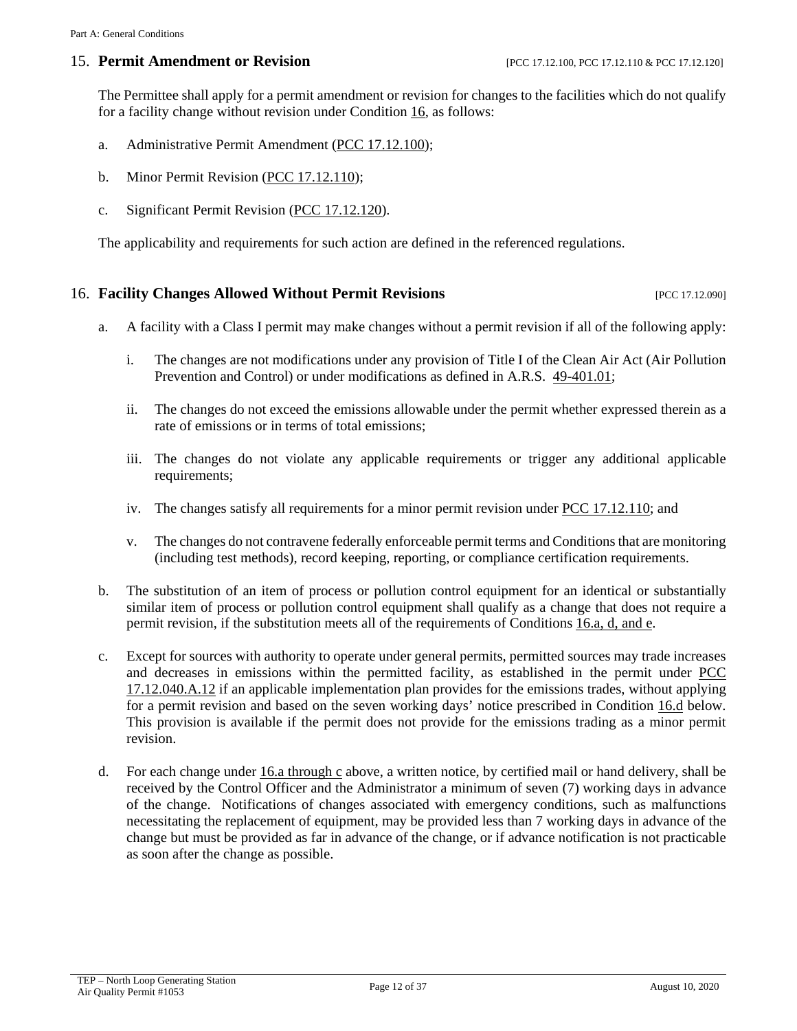## 15. **Permit Amendment or Revision** [PCC 17.12.100, PCC 17.12.110 & PCC 17.12.120]

The Permittee shall apply for a permit amendment or revision for changes to the facilities which do not qualify for a facility change without revision under Condition 16, as follows:

a. Administrative Permit Amendment (PCC 17.12.100);

b. Minor Permit Revision (PCC 17.12.110);

c. Significant Permit Revision (PCC 17.12.120).

The applicability and requirements for such action are defined in the referenced regulations.

## 16. **Facility Changes Allowed Without Permit Revisions** [PCC 17.12.090]

a. A facility with a Class I permit may make changes without a permit revision if all of the following apply:

   i. The changes are not modifications under any provision of Title I of the Clean Air Act (Air Pollution Prevention and Control) or under modifications as defined in A.R.S. 49-401.01;

   ii. The changes do not exceed the emissions allowable under the permit whether expressed therein as a rate of emissions or in terms of total emissions;

   iii. The changes do not violate any applicable requirements or trigger any additional applicable requirements;

   iv. The changes satisfy all requirements for a minor permit revision under PCC 17.12.110; and

   v. The changes do not contravene federally enforceable permit terms and Conditions that are monitoring (including test methods), record keeping, reporting, or compliance certification requirements.

b. The substitution of an item of process or pollution control equipment for an identical or substantially similar item of process or pollution control equipment shall qualify as a change that does not require a permit revision, if the substitution meets all of the requirements of Conditions 16.a, d, and e.

c. Except for sources with authority to operate under general permits, permitted sources may trade increases and decreases in emissions within the permitted facility, as established in the permit under PCC 17.12.040.A.12 if an applicable implementation plan provides for the emissions trades, without applying for a permit revision and based on the seven working days' notice prescribed in Condition 16.d below. This provision is available if the permit does not provide for the emissions trading as a minor permit revision.

d. For each change under 16.a through c above, a written notice, by certified mail or hand delivery, shall be received by the Control Officer and the Administrator a minimum of seven (7) working days in advance of the change. Notifications of changes associated with emergency conditions, such as malfunctions necessitating the replacement of equipment, may be provided less than 7 working days in advance of the change but must be provided as far in advance of the change, or if advance notification is not practicable as soon after the change as possible.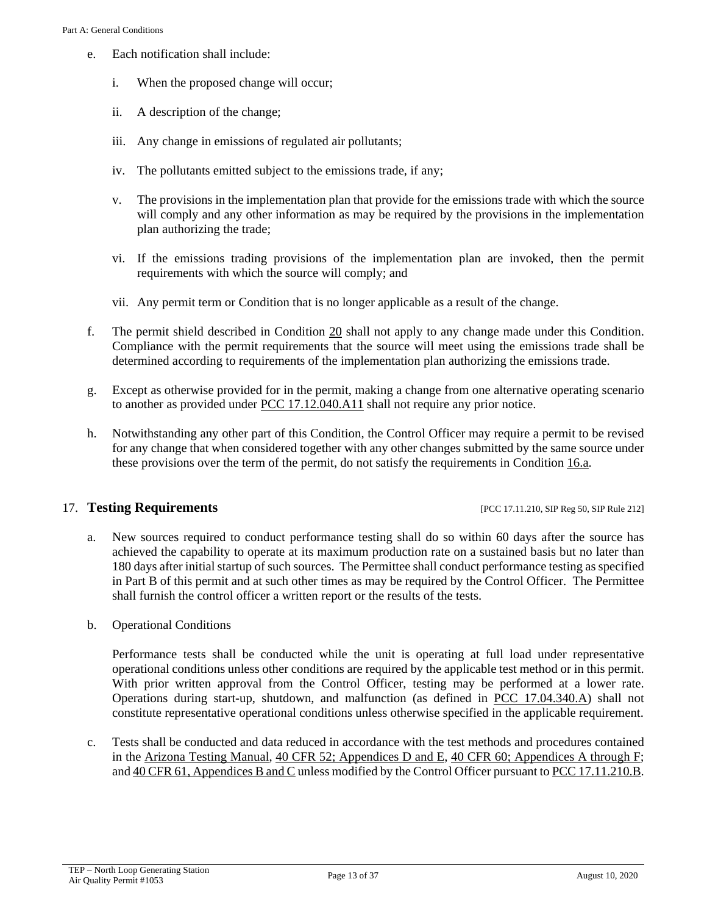e. Each notification shall include:

   i. When the proposed change will occur;

   ii. A description of the change;

   iii. Any change in emissions of regulated air pollutants;

   iv. The pollutants emitted subject to the emissions trade, if any;

   v. The provisions in the implementation plan that provide for the emissions trade with which the source will comply and any other information as may be required by the provisions in the implementation plan authorizing the trade;

   vi. If the emissions trading provisions of the implementation plan are invoked, then the permit requirements with which the source will comply; and

   vii. Any permit term or Condition that is no longer applicable as a result of the change.

f. The permit shield described in Condition 20 shall not apply to any change made under this Condition. Compliance with the permit requirements that the source will meet using the emissions trade shall be determined according to requirements of the implementation plan authorizing the emissions trade.

g. Except as otherwise provided for in the permit, making a change from one alternative operating scenario to another as provided under PCC 17.12.040.A11 shall not require any prior notice.

h. Notwithstanding any other part of this Condition, the Control Officer may require a permit to be revised for any change that when considered together with any other changes submitted by the same source under these provisions over the term of the permit, do not satisfy the requirements in Condition 16.a.

17. **Testing Requirements** [PCC 17.11.210, SIP Reg 50, SIP Rule 212]

a. New sources required to conduct performance testing shall do so within 60 days after the source has achieved the capability to operate at its maximum production rate on a sustained basis but no later than 180 days after initial startup of such sources. The Permittee shall conduct performance testing as specified in Part B of this permit and at such other times as may be required by the Control Officer. The Permittee shall furnish the control officer a written report or the results of the tests.

b. Operational Conditions

   Performance tests shall be conducted while the unit is operating at full load under representative operational conditions unless other conditions are required by the applicable test method or in this permit. With prior written approval from the Control Officer, testing may be performed at a lower rate. Operations during start-up, shutdown, and malfunction (as defined in PCC 17.04.340.A) shall not constitute representative operational conditions unless otherwise specified in the applicable requirement.

c. Tests shall be conducted and data reduced in accordance with the test methods and procedures contained in the Arizona Testing Manual, 40 CFR 52; Appendices D and E, 40 CFR 60; Appendices A through F; and 40 CFR 61, Appendices B and C unless modified by the Control Officer pursuant to PCC 17.11.210.B.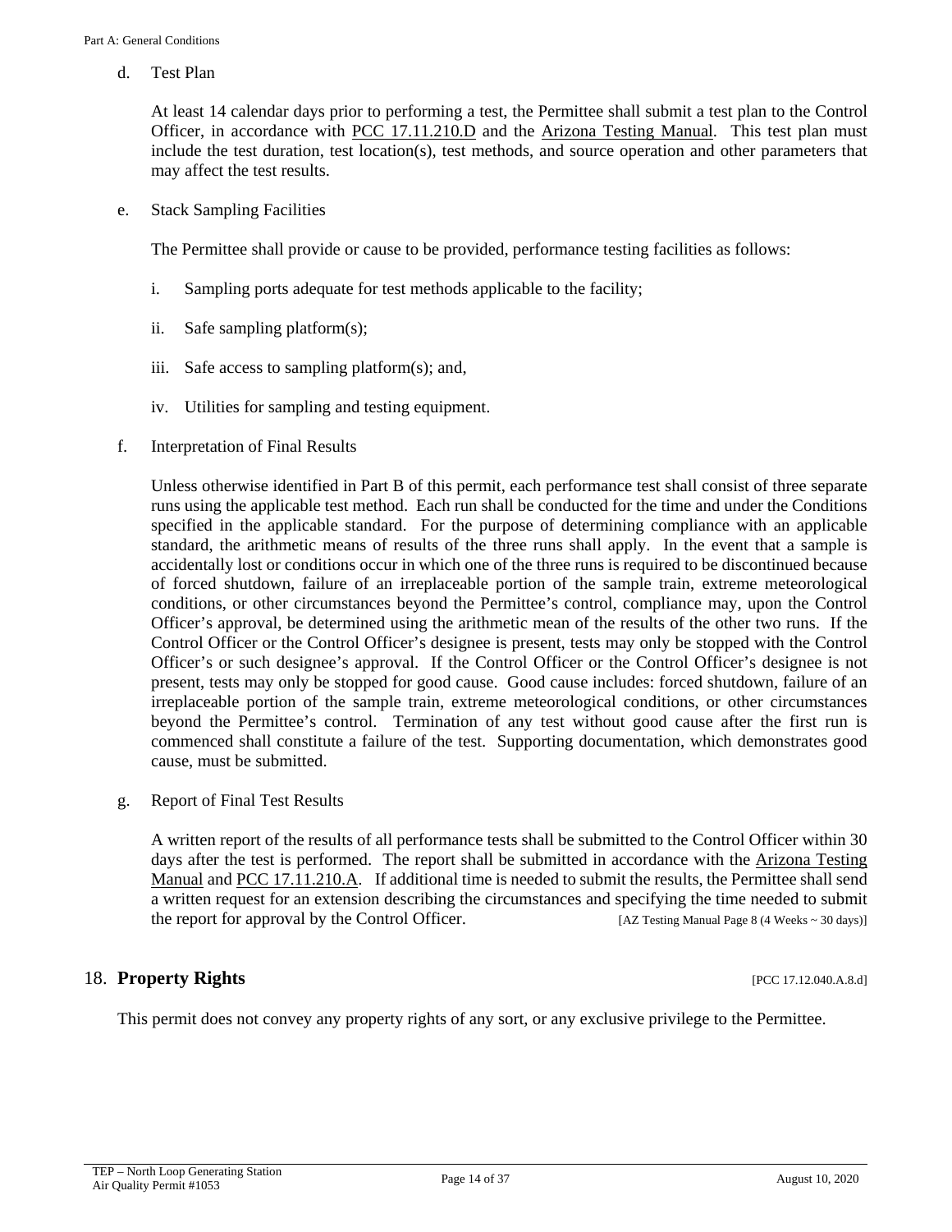d. Test Plan

At least 14 calendar days prior to performing a test, the Permittee shall submit a test plan to the Control Officer, in accordance with PCC 17.11.210.D and the Arizona Testing Manual. This test plan must include the test duration, test location(s), test methods, and source operation and other parameters that may affect the test results.

e. Stack Sampling Facilities

The Permittee shall provide or cause to be provided, performance testing facilities as follows:

i. Sampling ports adequate for test methods applicable to the facility;

ii. Safe sampling platform(s);

iii. Safe access to sampling platform(s); and,

iv. Utilities for sampling and testing equipment.

f. Interpretation of Final Results

Unless otherwise identified in Part B of this permit, each performance test shall consist of three separate runs using the applicable test method. Each run shall be conducted for the time and under the Conditions specified in the applicable standard. For the purpose of determining compliance with an applicable standard, the arithmetic means of results of the three runs shall apply. In the event that a sample is accidentally lost or conditions occur in which one of the three runs is required to be discontinued because of forced shutdown, failure of an irreplaceable portion of the sample train, extreme meteorological conditions, or other circumstances beyond the Permittee's control, compliance may, upon the Control Officer's approval, be determined using the arithmetic mean of the results of the other two runs. If the Control Officer or the Control Officer's designee is present, tests may only be stopped with the Control Officer's or such designee's approval. If the Control Officer or the Control Officer's designee is not present, tests may only be stopped for good cause. Good cause includes: forced shutdown, failure of an irreplaceable portion of the sample train, extreme meteorological conditions, or other circumstances beyond the Permittee's control. Termination of any test without good cause after the first run is commenced shall constitute a failure of the test. Supporting documentation, which demonstrates good cause, must be submitted.

g. Report of Final Test Results

A written report of the results of all performance tests shall be submitted to the Control Officer within 30 days after the test is performed. The report shall be submitted in accordance with the Arizona Testing Manual and PCC 17.11.210.A. If additional time is needed to submit the results, the Permittee shall send a written request for an extension describing the circumstances and specifying the time needed to submit the report for approval by the Control Officer. [AZ Testing Manual Page 8 (4 Weeks ~ 30 days)]

## 18. **Property Rights** [PCC 17.12.040.A.8.d]

This permit does not convey any property rights of any sort, or any exclusive privilege to the Permittee.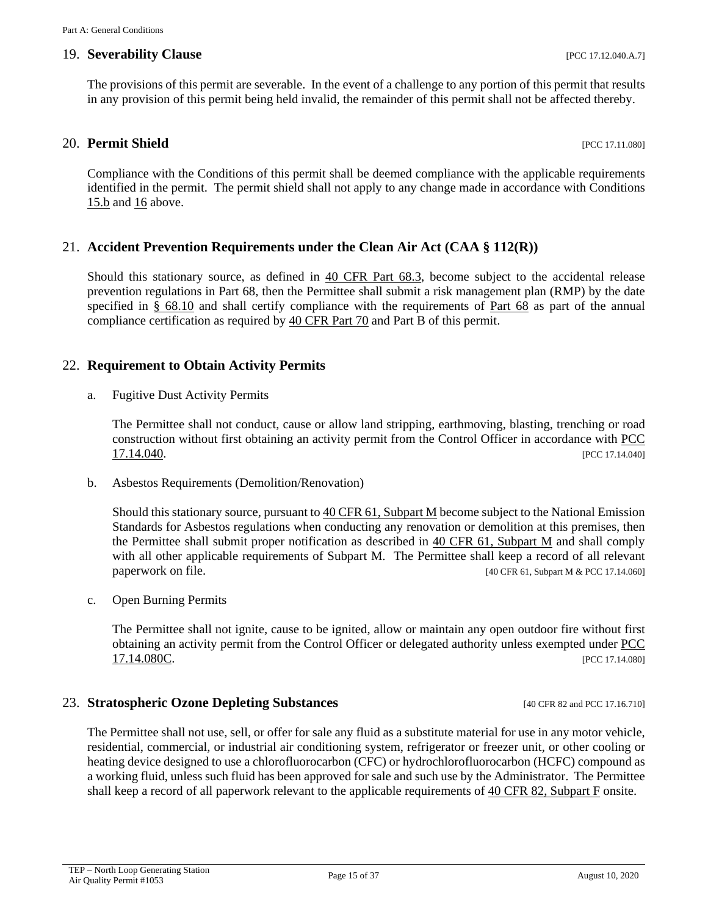## 19. **Severability Clause** [PCC 17.12.040.A.7]

The provisions of this permit are severable. In the event of a challenge to any portion of this permit that results in any provision of this permit being held invalid, the remainder of this permit shall not be affected thereby.

## 20. **Permit Shield** [PCC 17.11.080]

Compliance with the Conditions of this permit shall be deemed compliance with the applicable requirements identified in the permit. The permit shield shall not apply to any change made in accordance with Conditions 15.b and 16 above.

## 21. **Accident Prevention Requirements under the Clean Air Act (CAA § 112(R))**

Should this stationary source, as defined in 40 CFR Part 68.3, become subject to the accidental release prevention regulations in Part 68, then the Permittee shall submit a risk management plan (RMP) by the date specified in § 68.10 and shall certify compliance with the requirements of Part 68 as part of the annual compliance certification as required by 40 CFR Part 70 and Part B of this permit.

## 22. **Requirement to Obtain Activity Permits**

a. Fugitive Dust Activity Permits

The Permittee shall not conduct, cause or allow land stripping, earthmoving, blasting, trenching or road construction without first obtaining an activity permit from the Control Officer in accordance with PCC 17.14.040. [PCC 17.14.040]

b. Asbestos Requirements (Demolition/Renovation)

Should this stationary source, pursuant to 40 CFR 61, Subpart M become subject to the National Emission Standards for Asbestos regulations when conducting any renovation or demolition at this premises, then the Permittee shall submit proper notification as described in 40 CFR 61, Subpart M and shall comply with all other applicable requirements of Subpart M. The Permittee shall keep a record of all relevant paperwork on file. [40 CFR 61, Subpart M & PCC 17.14.060]

c. Open Burning Permits

The Permittee shall not ignite, cause to be ignited, allow or maintain any open outdoor fire without first obtaining an activity permit from the Control Officer or delegated authority unless exempted under PCC 17.14.080C. [PCC 17.14.080]

## 23. **Stratospheric Ozone Depleting Substances** [40 CFR 82 and PCC 17.16.710]

The Permittee shall not use, sell, or offer for sale any fluid as a substitute material for use in any motor vehicle, residential, commercial, or industrial air conditioning system, refrigerator or freezer unit, or other cooling or heating device designed to use a chlorofluorocarbon (CFC) or hydrochlorofluorocarbon (HCFC) compound as a working fluid, unless such fluid has been approved for sale and such use by the Administrator. The Permittee shall keep a record of all paperwork relevant to the applicable requirements of 40 CFR 82, Subpart F onsite.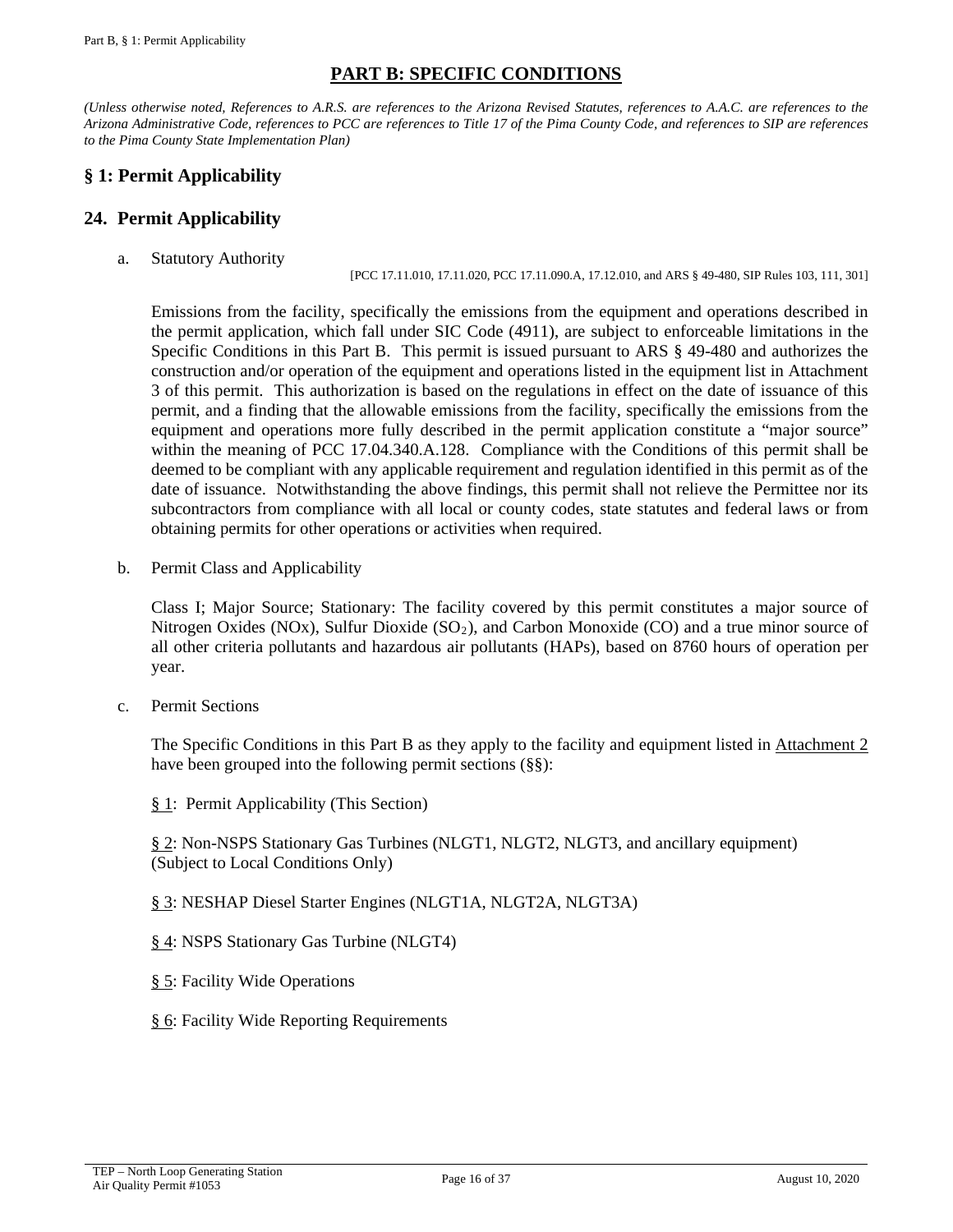# PART B: SPECIFIC CONDITIONS

*(Unless otherwise noted, References to A.R.S. are references to the Arizona Revised Statutes, references to A.A.C. are references to the Arizona Administrative Code, references to PCC are references to Title 17 of the Pima County Code, and references to SIP are references to the Pima County State Implementation Plan)*

## § 1: Permit Applicability

## 24. Permit Applicability

a. Statutory Authority

[PCC 17.11.010, 17.11.020, PCC 17.11.090.A, 17.12.010, and ARS § 49-480, SIP Rules 103, 111, 301]

Emissions from the facility, specifically the emissions from the equipment and operations described in the permit application, which fall under SIC Code (4911), are subject to enforceable limitations in the Specific Conditions in this Part B. This permit is issued pursuant to ARS § 49-480 and authorizes the construction and/or operation of the equipment and operations listed in the equipment list in Attachment 3 of this permit. This authorization is based on the regulations in effect on the date of issuance of this permit, and a finding that the allowable emissions from the facility, specifically the emissions from the equipment and operations more fully described in the permit application constitute a "major source" within the meaning of PCC 17.04.340.A.128. Compliance with the Conditions of this permit shall be deemed to be compliant with any applicable requirement and regulation identified in this permit as of the date of issuance. Notwithstanding the above findings, this permit shall not relieve the Permittee nor its subcontractors from compliance with all local or county codes, state statutes and federal laws or from obtaining permits for other operations or activities when required.

b. Permit Class and Applicability

Class I; Major Source; Stationary: The facility covered by this permit constitutes a major source of Nitrogen Oxides (NOx), Sulfur Dioxide ($SO_2$), and Carbon Monoxide (CO) and a true minor source of all other criteria pollutants and hazardous air pollutants (HAPs), based on 8760 hours of operation per year.

c. Permit Sections

The Specific Conditions in this Part B as they apply to the facility and equipment listed in Attachment 2 have been grouped into the following permit sections (§§):

§ 1: Permit Applicability (This Section)

§ 2: Non-NSPS Stationary Gas Turbines (NLGT1, NLGT2, NLGT3, and ancillary equipment) (Subject to Local Conditions Only)

§ 3: NESHAP Diesel Starter Engines (NLGT1A, NLGT2A, NLGT3A)

§ 4: NSPS Stationary Gas Turbine (NLGT4)

§ 5: Facility Wide Operations

§ 6: Facility Wide Reporting Requirements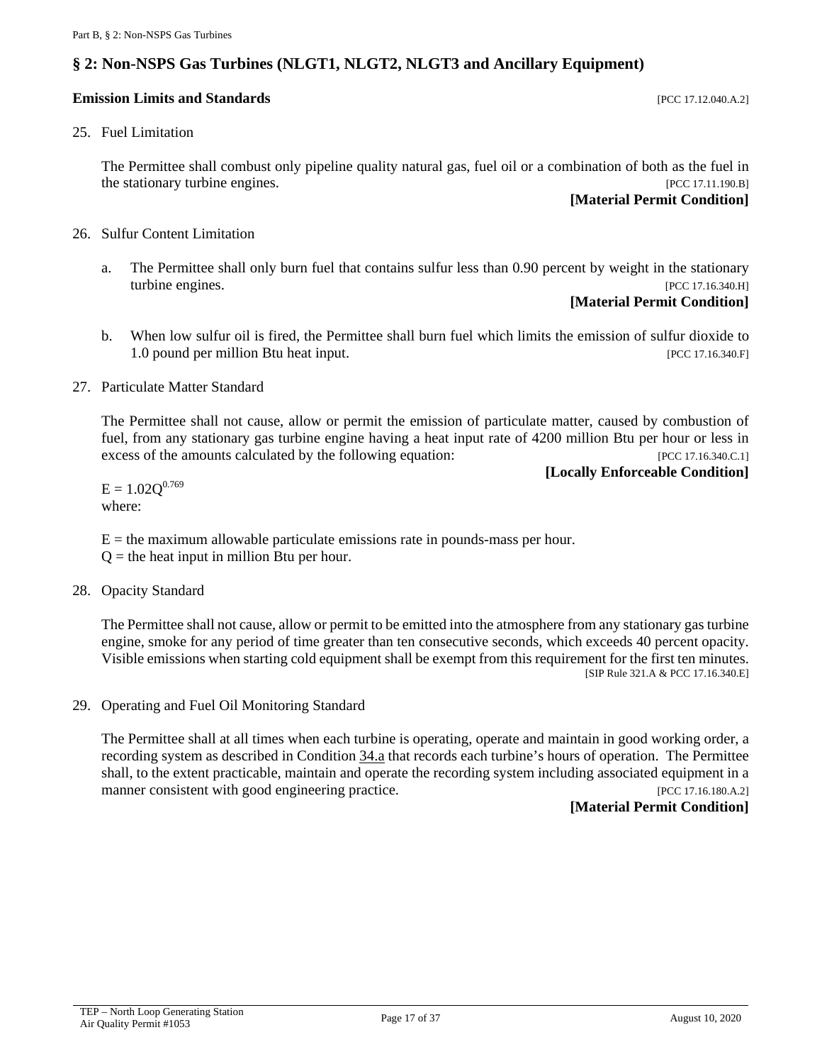## § 2: Non-NSPS Gas Turbines (NLGT1, NLGT2, NLGT3 and Ancillary Equipment)

**Emission Limits and Standards** [PCC 17.12.040.A.2]

25. Fuel Limitation

    The Permittee shall combust only pipeline quality natural gas, fuel oil or a combination of both as the fuel in the stationary turbine engines. [PCC 17.11.190.B]

    **[Material Permit Condition]**

26. Sulfur Content Limitation

    a. The Permittee shall only burn fuel that contains sulfur less than 0.90 percent by weight in the stationary turbine engines. [PCC 17.16.340.H]

       **[Material Permit Condition]**

    b. When low sulfur oil is fired, the Permittee shall burn fuel which limits the emission of sulfur dioxide to 1.0 pound per million Btu heat input. [PCC 17.16.340.F]

27. Particulate Matter Standard

    The Permittee shall not cause, allow or permit the emission of particulate matter, caused by combustion of fuel, from any stationary gas turbine engine having a heat input rate of 4200 million Btu per hour or less in excess of the amounts calculated by the following equation: [PCC 17.16.340.C.1]

    **[Locally Enforceable Condition]**

    $E = 1.02Q^{0.769}$

    where:

    E = the maximum allowable particulate emissions rate in pounds-mass per hour.
    Q = the heat input in million Btu per hour.

28. Opacity Standard

    The Permittee shall not cause, allow or permit to be emitted into the atmosphere from any stationary gas turbine engine, smoke for any period of time greater than ten consecutive seconds, which exceeds 40 percent opacity. Visible emissions when starting cold equipment shall be exempt from this requirement for the first ten minutes. [SIP Rule 321.A & PCC 17.16.340.E]

29. Operating and Fuel Oil Monitoring Standard

    The Permittee shall at all times when each turbine is operating, operate and maintain in good working order, a recording system as described in Condition 34.a that records each turbine's hours of operation. The Permittee shall, to the extent practicable, maintain and operate the recording system including associated equipment in a manner consistent with good engineering practice. [PCC 17.16.180.A.2]

    **[Material Permit Condition]**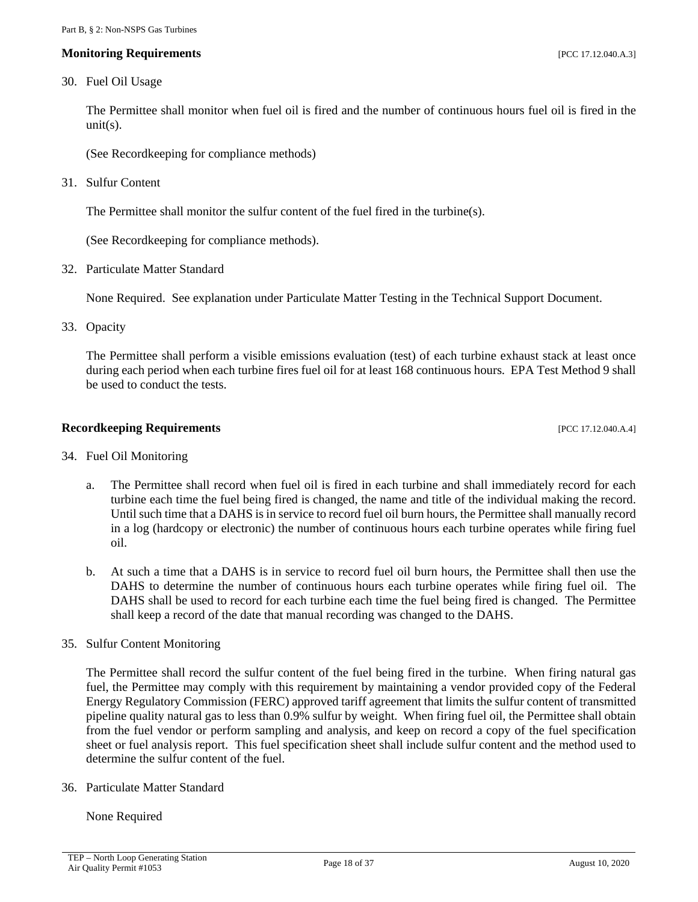### Monitoring Requirements [PCC 17.12.040.A.3]

30. Fuel Oil Usage

    The Permittee shall monitor when fuel oil is fired and the number of continuous hours fuel oil is fired in the unit(s).

    (See Recordkeeping for compliance methods)

31. Sulfur Content

    The Permittee shall monitor the sulfur content of the fuel fired in the turbine(s).

    (See Recordkeeping for compliance methods).

32. Particulate Matter Standard

    None Required. See explanation under Particulate Matter Testing in the Technical Support Document.

33. Opacity

    The Permittee shall perform a visible emissions evaluation (test) of each turbine exhaust stack at least once during each period when each turbine fires fuel oil for at least 168 continuous hours. EPA Test Method 9 shall be used to conduct the tests.

### Recordkeeping Requirements [PCC 17.12.040.A.4]

34. Fuel Oil Monitoring

    a. The Permittee shall record when fuel oil is fired in each turbine and shall immediately record for each turbine each time the fuel being fired is changed, the name and title of the individual making the record. Until such time that a DAHS is in service to record fuel oil burn hours, the Permittee shall manually record in a log (hardcopy or electronic) the number of continuous hours each turbine operates while firing fuel oil.

    b. At such a time that a DAHS is in service to record fuel oil burn hours, the Permittee shall then use the DAHS to determine the number of continuous hours each turbine operates while firing fuel oil. The DAHS shall be used to record for each turbine each time the fuel being fired is changed. The Permittee shall keep a record of the date that manual recording was changed to the DAHS.

35. Sulfur Content Monitoring

    The Permittee shall record the sulfur content of the fuel being fired in the turbine. When firing natural gas fuel, the Permittee may comply with this requirement by maintaining a vendor provided copy of the Federal Energy Regulatory Commission (FERC) approved tariff agreement that limits the sulfur content of transmitted pipeline quality natural gas to less than 0.9% sulfur by weight. When firing fuel oil, the Permittee shall obtain from the fuel vendor or perform sampling and analysis, and keep on record a copy of the fuel specification sheet or fuel analysis report. This fuel specification sheet shall include sulfur content and the method used to determine the sulfur content of the fuel.

36. Particulate Matter Standard

    None Required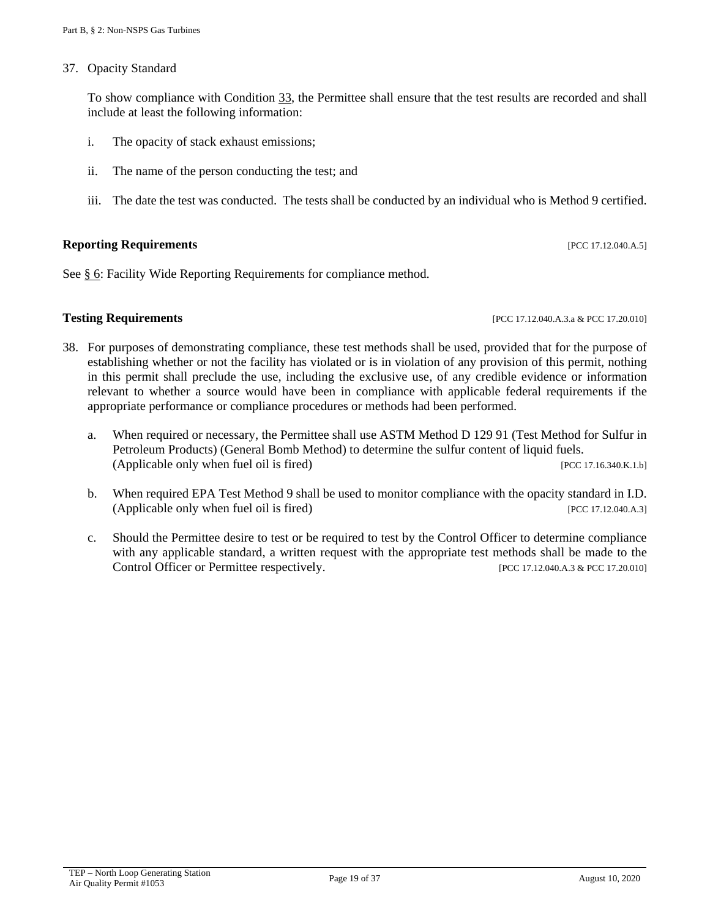37. Opacity Standard

    To show compliance with Condition 33, the Permittee shall ensure that the test results are recorded and shall include at least the following information:

    i. The opacity of stack exhaust emissions;

    ii. The name of the person conducting the test; and

    iii. The date the test was conducted. The tests shall be conducted by an individual who is Method 9 certified.

**Reporting Requirements** [PCC 17.12.040.A.5]

See § 6: Facility Wide Reporting Requirements for compliance method.

**Testing Requirements** [PCC 17.12.040.A.3.a & PCC 17.20.010]

38. For purposes of demonstrating compliance, these test methods shall be used, provided that for the purpose of establishing whether or not the facility has violated or is in violation of any provision of this permit, nothing in this permit shall preclude the use, including the exclusive use, of any credible evidence or information relevant to whether a source would have been in compliance with applicable federal requirements if the appropriate performance or compliance procedures or methods had been performed.

    a. When required or necessary, the Permittee shall use ASTM Method D 129 91 (Test Method for Sulfur in Petroleum Products) (General Bomb Method) to determine the sulfur content of liquid fuels. (Applicable only when fuel oil is fired) [PCC 17.16.340.K.1.b]

    b. When required EPA Test Method 9 shall be used to monitor compliance with the opacity standard in I.D. (Applicable only when fuel oil is fired) [PCC 17.12.040.A.3]

    c. Should the Permittee desire to test or be required to test by the Control Officer to determine compliance with any applicable standard, a written request with the appropriate test methods shall be made to the Control Officer or Permittee respectively. [PCC 17.12.040.A.3 & PCC 17.20.010]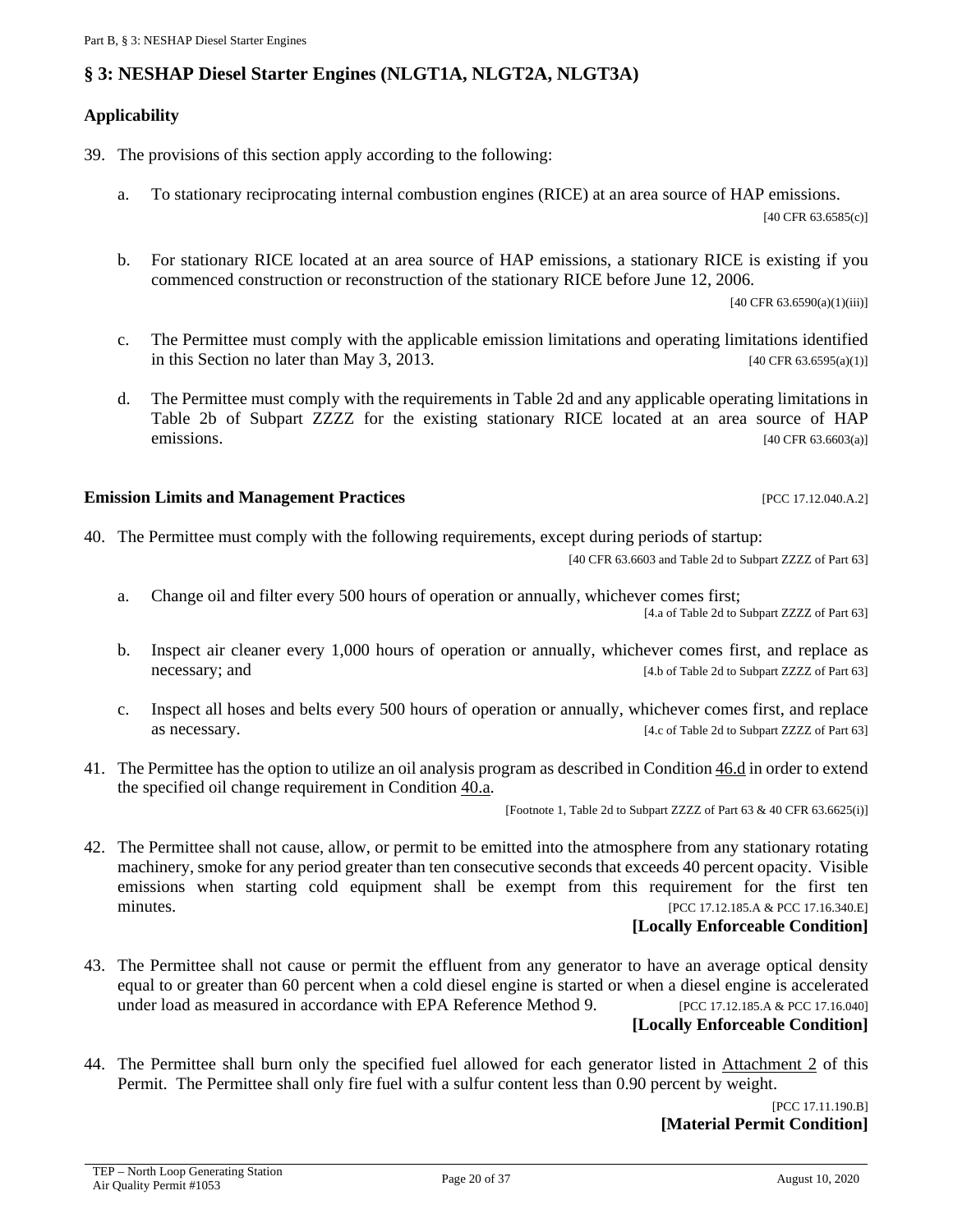## § 3: NESHAP Diesel Starter Engines (NLGT1A, NLGT2A, NLGT3A)

### Applicability

39. The provisions of this section apply according to the following:

    a. To stationary reciprocating internal combustion engines (RICE) at an area source of HAP emissions. [40 CFR 63.6585(c)]

    b. For stationary RICE located at an area source of HAP emissions, a stationary RICE is existing if you commenced construction or reconstruction of the stationary RICE before June 12, 2006. [40 CFR 63.6590(a)(1)(iii)]

    c. The Permittee must comply with the applicable emission limitations and operating limitations identified in this Section no later than May 3, 2013. [40 CFR 63.6595(a)(1)]

    d. The Permittee must comply with the requirements in Table 2d and any applicable operating limitations in Table 2b of Subpart ZZZZ for the existing stationary RICE located at an area source of HAP emissions. [40 CFR 63.6603(a)]

### Emission Limits and Management Practices [PCC 17.12.040.A.2]

40. The Permittee must comply with the following requirements, except during periods of startup: [40 CFR 63.6603 and Table 2d to Subpart ZZZZ of Part 63]

    a. Change oil and filter every 500 hours of operation or annually, whichever comes first; [4.a of Table 2d to Subpart ZZZZ of Part 63]

    b. Inspect air cleaner every 1,000 hours of operation or annually, whichever comes first, and replace as necessary; and [4.b of Table 2d to Subpart ZZZZ of Part 63]

    c. Inspect all hoses and belts every 500 hours of operation or annually, whichever comes first, and replace as necessary. [4.c of Table 2d to Subpart ZZZZ of Part 63]

41. The Permittee has the option to utilize an oil analysis program as described in Condition 46.d in order to extend the specified oil change requirement in Condition 40.a. [Footnote 1, Table 2d to Subpart ZZZZ of Part 63 & 40 CFR 63.6625(i)]

42. The Permittee shall not cause, allow, or permit to be emitted into the atmosphere from any stationary rotating machinery, smoke for any period greater than ten consecutive seconds that exceeds 40 percent opacity. Visible emissions when starting cold equipment shall be exempt from this requirement for the first ten minutes. [PCC 17.12.185.A & PCC 17.16.340.E]
**[Locally Enforceable Condition]**

43. The Permittee shall not cause or permit the effluent from any generator to have an average optical density equal to or greater than 60 percent when a cold diesel engine is started or when a diesel engine is accelerated under load as measured in accordance with EPA Reference Method 9. [PCC 17.12.185.A & PCC 17.16.040]
**[Locally Enforceable Condition]**

44. The Permittee shall burn only the specified fuel allowed for each generator listed in Attachment 2 of this Permit. The Permittee shall only fire fuel with a sulfur content less than 0.90 percent by weight. [PCC 17.11.190.B]
**[Material Permit Condition]**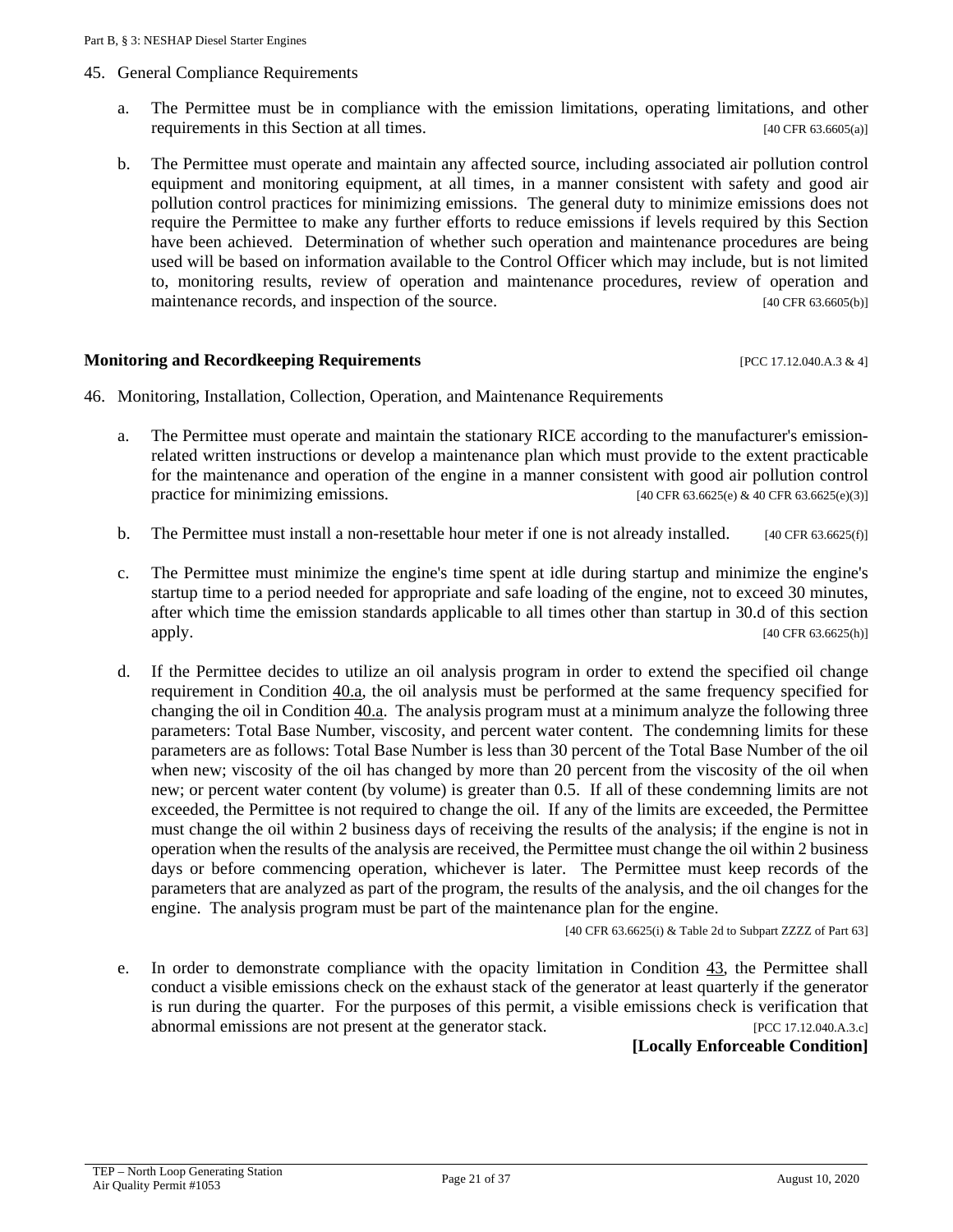45. General Compliance Requirements

   a. The Permittee must be in compliance with the emission limitations, operating limitations, and other requirements in this Section at all times. [40 CFR 63.6605(a)]

   b. The Permittee must operate and maintain any affected source, including associated air pollution control equipment and monitoring equipment, at all times, in a manner consistent with safety and good air pollution control practices for minimizing emissions. The general duty to minimize emissions does not require the Permittee to make any further efforts to reduce emissions if levels required by this Section have been achieved. Determination of whether such operation and maintenance procedures are being used will be based on information available to the Control Officer which may include, but is not limited to, monitoring results, review of operation and maintenance procedures, review of operation and maintenance records, and inspection of the source. [40 CFR 63.6605(b)]

**Monitoring and Recordkeeping Requirements** [PCC 17.12.040.A.3 & 4]

46. Monitoring, Installation, Collection, Operation, and Maintenance Requirements

   a. The Permittee must operate and maintain the stationary RICE according to the manufacturer's emission-related written instructions or develop a maintenance plan which must provide to the extent practicable for the maintenance and operation of the engine in a manner consistent with good air pollution control practice for minimizing emissions. [40 CFR 63.6625(e) & 40 CFR 63.6625(e)(3)]

   b. The Permittee must install a non-resettable hour meter if one is not already installed. [40 CFR 63.6625(f)]

   c. The Permittee must minimize the engine's time spent at idle during startup and minimize the engine's startup time to a period needed for appropriate and safe loading of the engine, not to exceed 30 minutes, after which time the emission standards applicable to all times other than startup in 30.d of this section apply. [40 CFR 63.6625(h)]

   d. If the Permittee decides to utilize an oil analysis program in order to extend the specified oil change requirement in Condition 40.a, the oil analysis must be performed at the same frequency specified for changing the oil in Condition 40.a. The analysis program must at a minimum analyze the following three parameters: Total Base Number, viscosity, and percent water content. The condemning limits for these parameters are as follows: Total Base Number is less than 30 percent of the Total Base Number of the oil when new; viscosity of the oil has changed by more than 20 percent from the viscosity of the oil when new; or percent water content (by volume) is greater than 0.5. If all of these condemning limits are not exceeded, the Permittee is not required to change the oil. If any of the limits are exceeded, the Permittee must change the oil within 2 business days of receiving the results of the analysis; if the engine is not in operation when the results of the analysis are received, the Permittee must change the oil within 2 business days or before commencing operation, whichever is later. The Permittee must keep records of the parameters that are analyzed as part of the program, the results of the analysis, and the oil changes for the engine. The analysis program must be part of the maintenance plan for the engine.

   [40 CFR 63.6625(i) & Table 2d to Subpart ZZZZ of Part 63]

   e. In order to demonstrate compliance with the opacity limitation in Condition 43, the Permittee shall conduct a visible emissions check on the exhaust stack of the generator at least quarterly if the generator is run during the quarter. For the purposes of this permit, a visible emissions check is verification that abnormal emissions are not present at the generator stack. [PCC 17.12.040.A.3.c]

   **[Locally Enforceable Condition]**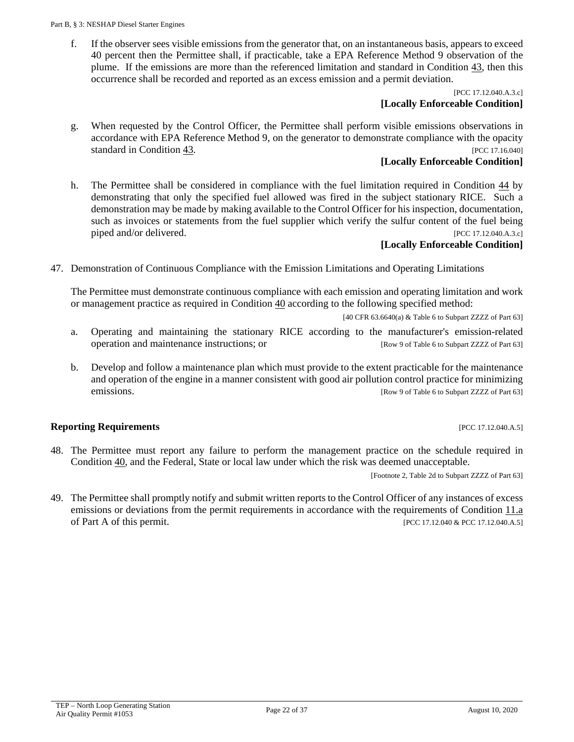f. If the observer sees visible emissions from the generator that, on an instantaneous basis, appears to exceed 40 percent then the Permittee shall, if practicable, take a EPA Reference Method 9 observation of the plume. If the emissions are more than the referenced limitation and standard in Condition 43, then this occurrence shall be recorded and reported as an excess emission and a permit deviation.

[PCC 17.12.040.A.3.c]
**[Locally Enforceable Condition]**

g. When requested by the Control Officer, the Permittee shall perform visible emissions observations in accordance with EPA Reference Method 9, on the generator to demonstrate compliance with the opacity standard in Condition 43. [PCC 17.16.040]
**[Locally Enforceable Condition]**

h. The Permittee shall be considered in compliance with the fuel limitation required in Condition 44 by demonstrating that only the specified fuel allowed was fired in the subject stationary RICE. Such a demonstration may be made by making available to the Control Officer for his inspection, documentation, such as invoices or statements from the fuel supplier which verify the sulfur content of the fuel being piped and/or delivered. [PCC 17.12.040.A.3.c]
**[Locally Enforceable Condition]**

47. Demonstration of Continuous Compliance with the Emission Limitations and Operating Limitations

The Permittee must demonstrate continuous compliance with each emission and operating limitation and work or management practice as required in Condition 40 according to the following specified method:

[40 CFR 63.6640(a) & Table 6 to Subpart ZZZZ of Part 63]

a. Operating and maintaining the stationary RICE according to the manufacturer's emission-related operation and maintenance instructions; or [Row 9 of Table 6 to Subpart ZZZZ of Part 63]

b. Develop and follow a maintenance plan which must provide to the extent practicable for the maintenance and operation of the engine in a manner consistent with good air pollution control practice for minimizing emissions. [Row 9 of Table 6 to Subpart ZZZZ of Part 63]

**Reporting Requirements** [PCC 17.12.040.A.5]

48. The Permittee must report any failure to perform the management practice on the schedule required in Condition 40, and the Federal, State or local law under which the risk was deemed unacceptable.

[Footnote 2, Table 2d to Subpart ZZZZ of Part 63]

49. The Permittee shall promptly notify and submit written reports to the Control Officer of any instances of excess emissions or deviations from the permit requirements in accordance with the requirements of Condition 11.a of Part A of this permit. [PCC 17.12.040 & PCC 17.12.040.A.5]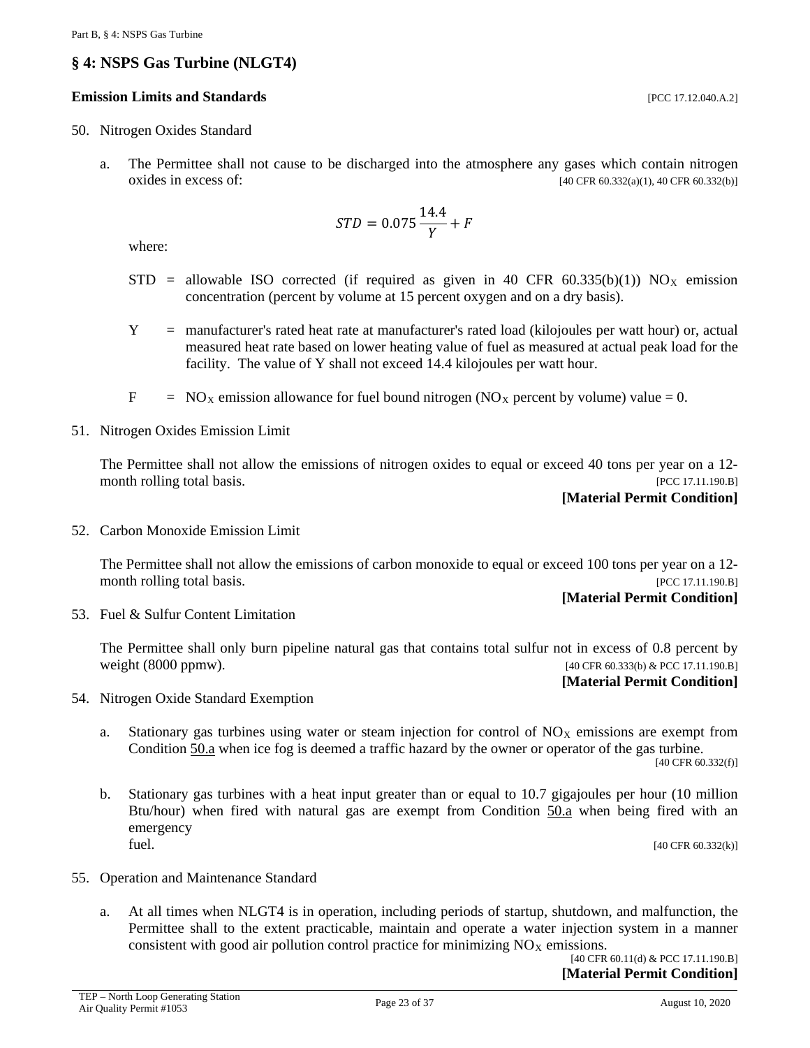## § 4: NSPS Gas Turbine (NLGT4)

**Emission Limits and Standards** [PCC 17.12.040.A.2]

50. Nitrogen Oxides Standard

    a. The Permittee shall not cause to be discharged into the atmosphere any gases which contain nitrogen oxides in excess of: [40 CFR 60.332(a)(1), 40 CFR 60.332(b)]

    $$STD = 0.075 \frac{14.4}{Y} + F$$

    where:

    STD = allowable ISO corrected (if required as given in 40 CFR 60.335(b)(1)) $NO_X$ emission concentration (percent by volume at 15 percent oxygen and on a dry basis).

    Y = manufacturer's rated heat rate at manufacturer's rated load (kilojoules per watt hour) or, actual measured heat rate based on lower heating value of fuel as measured at actual peak load for the facility. The value of Y shall not exceed 14.4 kilojoules per watt hour.

    F = $NO_X$ emission allowance for fuel bound nitrogen ($NO_X$ percent by volume) value = 0.

51. Nitrogen Oxides Emission Limit

    The Permittee shall not allow the emissions of nitrogen oxides to equal or exceed 40 tons per year on a 12-month rolling total basis. [PCC 17.11.190.B]

    **[Material Permit Condition]**

52. Carbon Monoxide Emission Limit

    The Permittee shall not allow the emissions of carbon monoxide to equal or exceed 100 tons per year on a 12-month rolling total basis. [PCC 17.11.190.B]

    **[Material Permit Condition]**

53. Fuel & Sulfur Content Limitation

    The Permittee shall only burn pipeline natural gas that contains total sulfur not in excess of 0.8 percent by weight (8000 ppmw). [40 CFR 60.333(b) & PCC 17.11.190.B]

    **[Material Permit Condition]**

54. Nitrogen Oxide Standard Exemption

    a. Stationary gas turbines using water or steam injection for control of $NO_X$ emissions are exempt from Condition 50.a when ice fog is deemed a traffic hazard by the owner or operator of the gas turbine. [40 CFR 60.332(f)]

    b. Stationary gas turbines with a heat input greater than or equal to 10.7 gigajoules per hour (10 million Btu/hour) when fired with natural gas are exempt from Condition 50.a when being fired with an emergency fuel. [40 CFR 60.332(k)]

55. Operation and Maintenance Standard

    a. At all times when NLGT4 is in operation, including periods of startup, shutdown, and malfunction, the Permittee shall to the extent practicable, maintain and operate a water injection system in a manner consistent with good air pollution control practice for minimizing $NO_X$ emissions. [40 CFR 60.11(d) & PCC 17.11.190.B]

    **[Material Permit Condition]**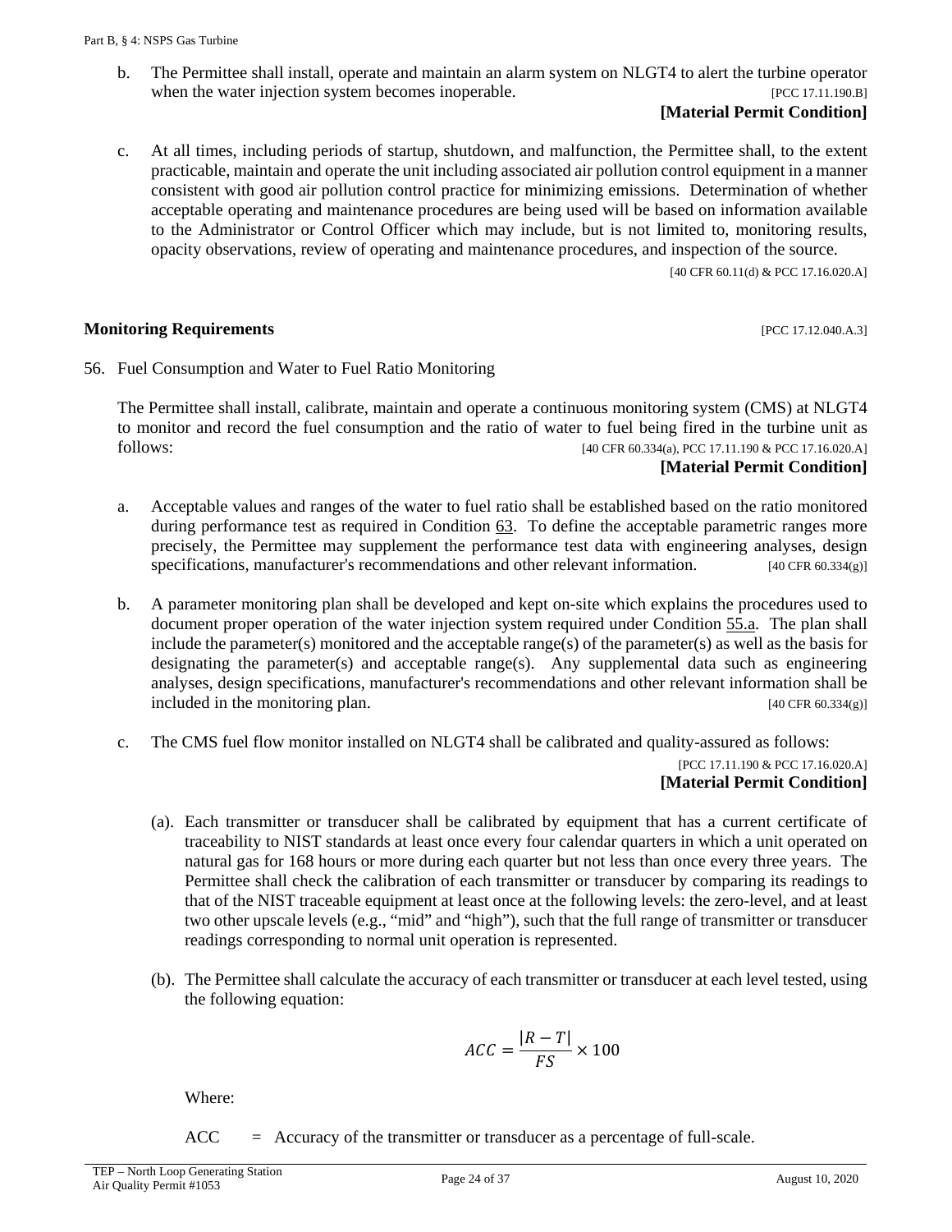b. The Permittee shall install, operate and maintain an alarm system on NLGT4 to alert the turbine operator when the water injection system becomes inoperable. [PCC 17.11.190.B]

**[Material Permit Condition]**

c. At all times, including periods of startup, shutdown, and malfunction, the Permittee shall, to the extent practicable, maintain and operate the unit including associated air pollution control equipment in a manner consistent with good air pollution control practice for minimizing emissions. Determination of whether acceptable operating and maintenance procedures are being used will be based on information available to the Administrator or Control Officer which may include, but is not limited to, monitoring results, opacity observations, review of operating and maintenance procedures, and inspection of the source.

[40 CFR 60.11(d) & PCC 17.16.020.A]

**Monitoring Requirements** [PCC 17.12.040.A.3]

56. Fuel Consumption and Water to Fuel Ratio Monitoring

The Permittee shall install, calibrate, maintain and operate a continuous monitoring system (CMS) at NLGT4 to monitor and record the fuel consumption and the ratio of water to fuel being fired in the turbine unit as follows: [40 CFR 60.334(a), PCC 17.11.190 & PCC 17.16.020.A]

**[Material Permit Condition]**

a. Acceptable values and ranges of the water to fuel ratio shall be established based on the ratio monitored during performance test as required in Condition 63. To define the acceptable parametric ranges more precisely, the Permittee may supplement the performance test data with engineering analyses, design specifications, manufacturer's recommendations and other relevant information. [40 CFR 60.334(g)]

b. A parameter monitoring plan shall be developed and kept on-site which explains the procedures used to document proper operation of the water injection system required under Condition 55.a. The plan shall include the parameter(s) monitored and the acceptable range(s) of the parameter(s) as well as the basis for designating the parameter(s) and acceptable range(s). Any supplemental data such as engineering analyses, design specifications, manufacturer's recommendations and other relevant information shall be included in the monitoring plan. [40 CFR 60.334(g)]

c. The CMS fuel flow monitor installed on NLGT4 shall be calibrated and quality-assured as follows:

[PCC 17.11.190 & PCC 17.16.020.A]

**[Material Permit Condition]**

(a). Each transmitter or transducer shall be calibrated by equipment that has a current certificate of traceability to NIST standards at least once every four calendar quarters in which a unit operated on natural gas for 168 hours or more during each quarter but not less than once every three years. The Permittee shall check the calibration of each transmitter or transducer by comparing its readings to that of the NIST traceable equipment at least once at the following levels: the zero-level, and at least two other upscale levels (e.g., "mid" and "high"), such that the full range of transmitter or transducer readings corresponding to normal unit operation is represented.

(b). The Permittee shall calculate the accuracy of each transmitter or transducer at each level tested, using the following equation:

$$ACC = \frac{|R - T|}{FS} \times 100$$

Where:

ACC = Accuracy of the transmitter or transducer as a percentage of full-scale.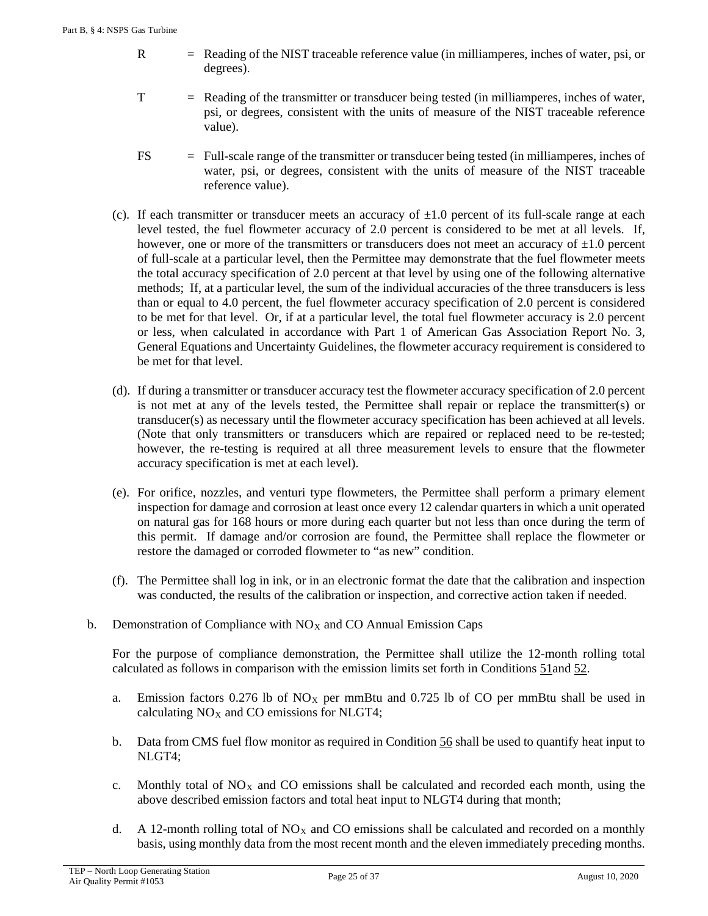R = Reading of the NIST traceable reference value (in milliamperes, inches of water, psi, or degrees).

T = Reading of the transmitter or transducer being tested (in milliamperes, inches of water, psi, or degrees, consistent with the units of measure of the NIST traceable reference value).

FS = Full-scale range of the transmitter or transducer being tested (in milliamperes, inches of water, psi, or degrees, consistent with the units of measure of the NIST traceable reference value).

(c). If each transmitter or transducer meets an accuracy of ±1.0 percent of its full-scale range at each level tested, the fuel flowmeter accuracy of 2.0 percent is considered to be met at all levels. If, however, one or more of the transmitters or transducers does not meet an accuracy of ±1.0 percent of full-scale at a particular level, then the Permittee may demonstrate that the fuel flowmeter meets the total accuracy specification of 2.0 percent at that level by using one of the following alternative methods; If, at a particular level, the sum of the individual accuracies of the three transducers is less than or equal to 4.0 percent, the fuel flowmeter accuracy specification of 2.0 percent is considered to be met for that level. Or, if at a particular level, the total fuel flowmeter accuracy is 2.0 percent or less, when calculated in accordance with Part 1 of American Gas Association Report No. 3, General Equations and Uncertainty Guidelines, the flowmeter accuracy requirement is considered to be met for that level.

(d). If during a transmitter or transducer accuracy test the flowmeter accuracy specification of 2.0 percent is not met at any of the levels tested, the Permittee shall repair or replace the transmitter(s) or transducer(s) as necessary until the flowmeter accuracy specification has been achieved at all levels. (Note that only transmitters or transducers which are repaired or replaced need to be re-tested; however, the re-testing is required at all three measurement levels to ensure that the flowmeter accuracy specification is met at each level).

(e). For orifice, nozzles, and venturi type flowmeters, the Permittee shall perform a primary element inspection for damage and corrosion at least once every 12 calendar quarters in which a unit operated on natural gas for 168 hours or more during each quarter but not less than once during the term of this permit. If damage and/or corrosion are found, the Permittee shall replace the flowmeter or restore the damaged or corroded flowmeter to "as new" condition.

(f). The Permittee shall log in ink, or in an electronic format the date that the calibration and inspection was conducted, the results of the calibration or inspection, and corrective action taken if needed.

b. Demonstration of Compliance with $NO_X$ and CO Annual Emission Caps

For the purpose of compliance demonstration, the Permittee shall utilize the 12-month rolling total calculated as follows in comparison with the emission limits set forth in Conditions 51and 52.

a. Emission factors 0.276 lb of $NO_X$ per mmBtu and 0.725 lb of CO per mmBtu shall be used in calculating $NO_X$ and CO emissions for NLGT4;

b. Data from CMS fuel flow monitor as required in Condition 56 shall be used to quantify heat input to NLGT4;

c. Monthly total of $NO_X$ and CO emissions shall be calculated and recorded each month, using the above described emission factors and total heat input to NLGT4 during that month;

d. A 12-month rolling total of $NO_X$ and CO emissions shall be calculated and recorded on a monthly basis, using monthly data from the most recent month and the eleven immediately preceding months.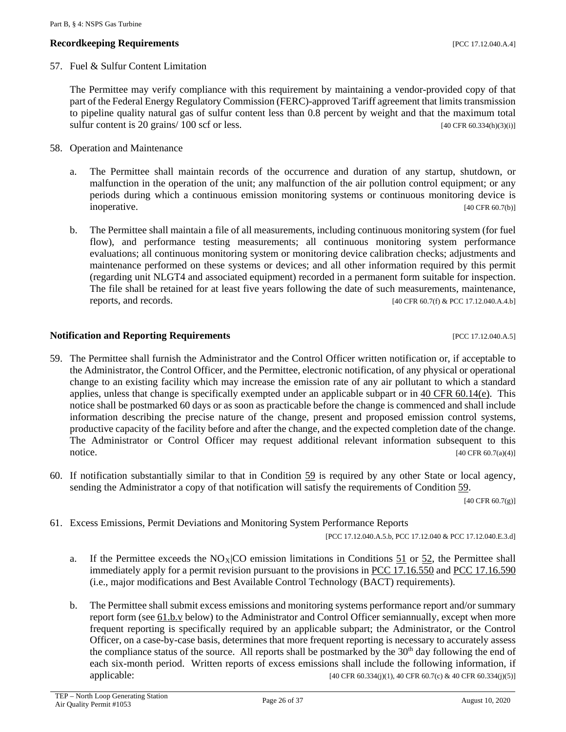### Recordkeeping Requirements [PCC 17.12.040.A.4]

57. Fuel & Sulfur Content Limitation

    The Permittee may verify compliance with this requirement by maintaining a vendor-provided copy of that part of the Federal Energy Regulatory Commission (FERC)-approved Tariff agreement that limits transmission to pipeline quality natural gas of sulfur content less than 0.8 percent by weight and that the maximum total sulfur content is 20 grains/ 100 scf or less. [40 CFR 60.334(h)(3)(i)]

58. Operation and Maintenance

    a. The Permittee shall maintain records of the occurrence and duration of any startup, shutdown, or malfunction in the operation of the unit; any malfunction of the air pollution control equipment; or any periods during which a continuous emission monitoring systems or continuous monitoring device is inoperative. [40 CFR 60.7(b)]

    b. The Permittee shall maintain a file of all measurements, including continuous monitoring system (for fuel flow), and performance testing measurements; all continuous monitoring system performance evaluations; all continuous monitoring system or monitoring device calibration checks; adjustments and maintenance performed on these systems or devices; and all other information required by this permit (regarding unit NLGT4 and associated equipment) recorded in a permanent form suitable for inspection. The file shall be retained for at least five years following the date of such measurements, maintenance, reports, and records. [40 CFR 60.7(f) & PCC 17.12.040.A.4.b]

### Notification and Reporting Requirements [PCC 17.12.040.A.5]

59. The Permittee shall furnish the Administrator and the Control Officer written notification or, if acceptable to the Administrator, the Control Officer, and the Permittee, electronic notification, of any physical or operational change to an existing facility which may increase the emission rate of any air pollutant to which a standard applies, unless that change is specifically exempted under an applicable subpart or in 40 CFR 60.14(e). This notice shall be postmarked 60 days or as soon as practicable before the change is commenced and shall include information describing the precise nature of the change, present and proposed emission control systems, productive capacity of the facility before and after the change, and the expected completion date of the change. The Administrator or Control Officer may request additional relevant information subsequent to this notice. [40 CFR 60.7(a)(4)]

60. If notification substantially similar to that in Condition 59 is required by any other State or local agency, sending the Administrator a copy of that notification will satisfy the requirements of Condition 59. [40 CFR 60.7(g)]

61. Excess Emissions, Permit Deviations and Monitoring System Performance Reports [PCC 17.12.040.A.5.b, PCC 17.12.040 & PCC 17.12.040.E.3.d]

    a. If the Permittee exceeds the $NO_X$|CO emission limitations in Conditions 51 or 52, the Permittee shall immediately apply for a permit revision pursuant to the provisions in PCC 17.16.550 and PCC 17.16.590 (i.e., major modifications and Best Available Control Technology (BACT) requirements).

    b. The Permittee shall submit excess emissions and monitoring systems performance report and/or summary report form (see 61.b.v below) to the Administrator and Control Officer semiannually, except when more frequent reporting is specifically required by an applicable subpart; the Administrator, or the Control Officer, on a case-by-case basis, determines that more frequent reporting is necessary to accurately assess the compliance status of the source. All reports shall be postmarked by the 30th day following the end of each six-month period. Written reports of excess emissions shall include the following information, if applicable: [40 CFR 60.334(j)(1), 40 CFR 60.7(c) & 40 CFR 60.334(j)(5)]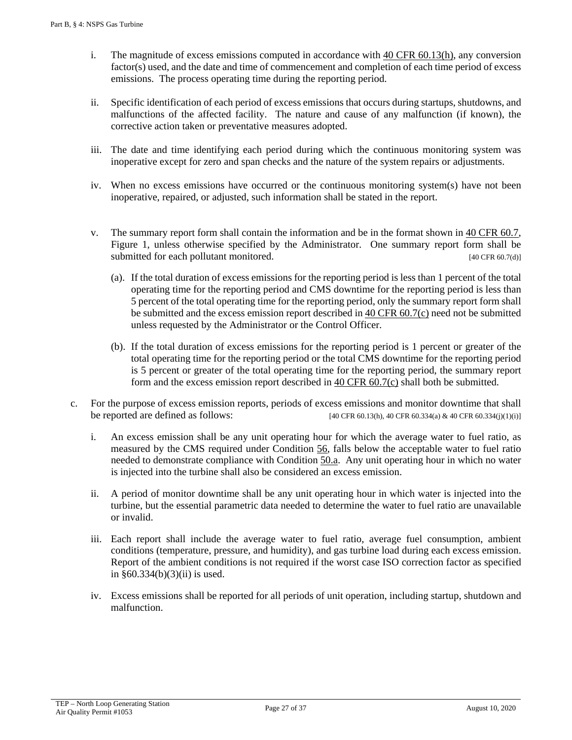i. The magnitude of excess emissions computed in accordance with 40 CFR 60.13(h), any conversion factor(s) used, and the date and time of commencement and completion of each time period of excess emissions. The process operating time during the reporting period.

ii. Specific identification of each period of excess emissions that occurs during startups, shutdowns, and malfunctions of the affected facility. The nature and cause of any malfunction (if known), the corrective action taken or preventative measures adopted.

iii. The date and time identifying each period during which the continuous monitoring system was inoperative except for zero and span checks and the nature of the system repairs or adjustments.

iv. When no excess emissions have occurred or the continuous monitoring system(s) have not been inoperative, repaired, or adjusted, such information shall be stated in the report.

v. The summary report form shall contain the information and be in the format shown in 40 CFR 60.7, Figure 1, unless otherwise specified by the Administrator. One summary report form shall be submitted for each pollutant monitored. [40 CFR 60.7(d)]

   (a). If the total duration of excess emissions for the reporting period is less than 1 percent of the total operating time for the reporting period and CMS downtime for the reporting period is less than 5 percent of the total operating time for the reporting period, only the summary report form shall be submitted and the excess emission report described in 40 CFR 60.7(c) need not be submitted unless requested by the Administrator or the Control Officer.

   (b). If the total duration of excess emissions for the reporting period is 1 percent or greater of the total operating time for the reporting period or the total CMS downtime for the reporting period is 5 percent or greater of the total operating time for the reporting period, the summary report form and the excess emission report described in 40 CFR 60.7(c) shall both be submitted.

c. For the purpose of excess emission reports, periods of excess emissions and monitor downtime that shall be reported are defined as follows: [40 CFR 60.13(h), 40 CFR 60.334(a) & 40 CFR 60.334(j)(1)(i)]

   i. An excess emission shall be any unit operating hour for which the average water to fuel ratio, as measured by the CMS required under Condition 56, falls below the acceptable water to fuel ratio needed to demonstrate compliance with Condition 50.a. Any unit operating hour in which no water is injected into the turbine shall also be considered an excess emission.

   ii. A period of monitor downtime shall be any unit operating hour in which water is injected into the turbine, but the essential parametric data needed to determine the water to fuel ratio are unavailable or invalid.

   iii. Each report shall include the average water to fuel ratio, average fuel consumption, ambient conditions (temperature, pressure, and humidity), and gas turbine load during each excess emission. Report of the ambient conditions is not required if the worst case ISO correction factor as specified in §60.334(b)(3)(ii) is used.

   iv. Excess emissions shall be reported for all periods of unit operation, including startup, shutdown and malfunction.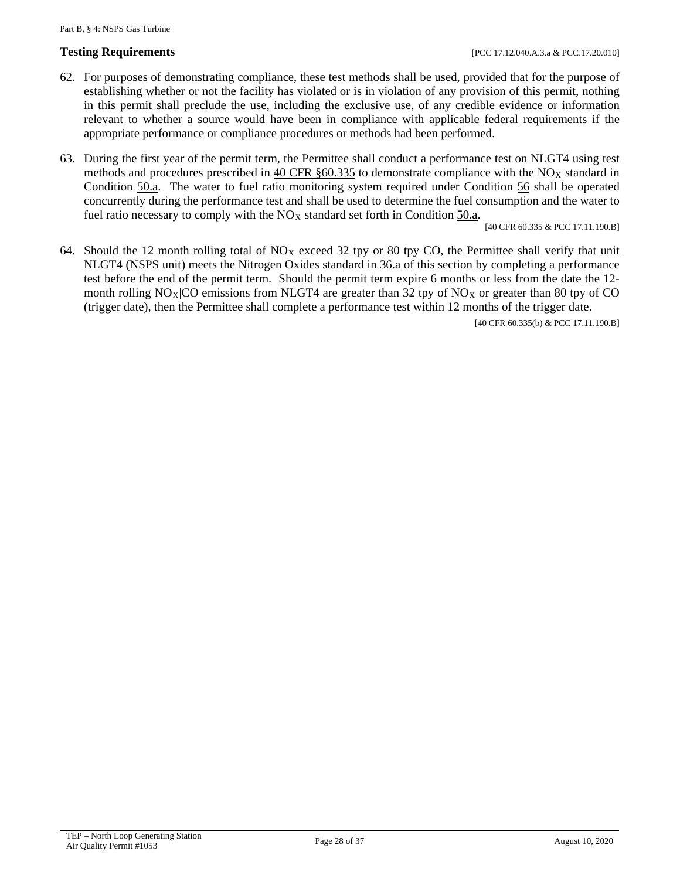**Testing Requirements** [PCC 17.12.040.A.3.a & PCC.17.20.010]

62. For purposes of demonstrating compliance, these test methods shall be used, provided that for the purpose of establishing whether or not the facility has violated or is in violation of any provision of this permit, nothing in this permit shall preclude the use, including the exclusive use, of any credible evidence or information relevant to whether a source would have been in compliance with applicable federal requirements if the appropriate performance or compliance procedures or methods had been performed.

63. During the first year of the permit term, the Permittee shall conduct a performance test on NLGT4 using test methods and procedures prescribed in 40 CFR §60.335 to demonstrate compliance with the $NO_X$ standard in Condition 50.a. The water to fuel ratio monitoring system required under Condition 56 shall be operated concurrently during the performance test and shall be used to determine the fuel consumption and the water to fuel ratio necessary to comply with the $NO_X$ standard set forth in Condition 50.a.

    [40 CFR 60.335 & PCC 17.11.190.B]

64. Should the 12 month rolling total of $NO_X$ exceed 32 tpy or 80 tpy CO, the Permittee shall verify that unit NLGT4 (NSPS unit) meets the Nitrogen Oxides standard in 36.a of this section by completing a performance test before the end of the permit term. Should the permit term expire 6 months or less from the date the 12-month rolling $NO_X$|CO emissions from NLGT4 are greater than 32 tpy of $NO_X$ or greater than 80 tpy of CO (trigger date), then the Permittee shall complete a performance test within 12 months of the trigger date.

    [40 CFR 60.335(b) & PCC 17.11.190.B]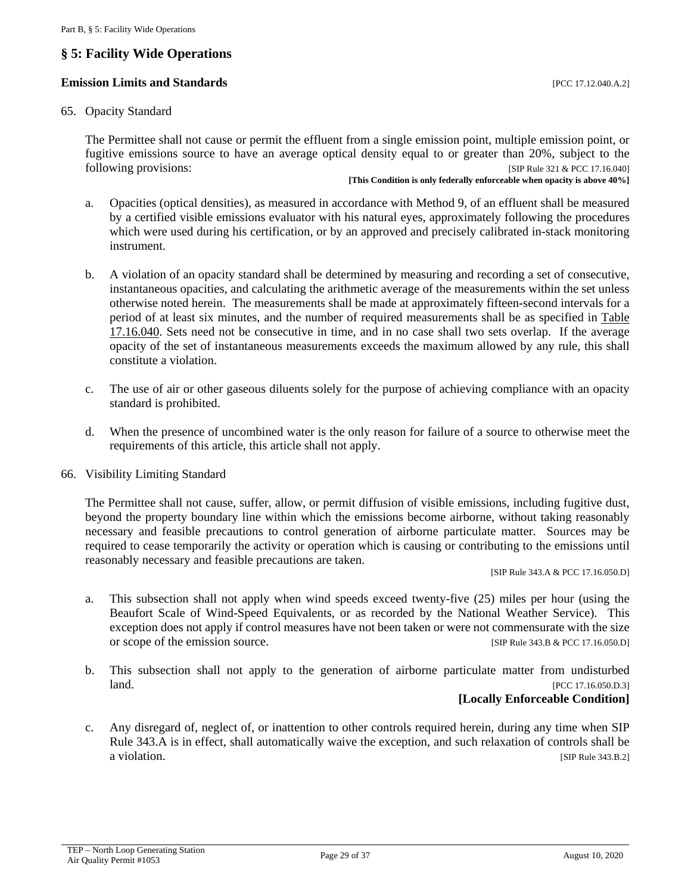## § 5: Facility Wide Operations

**Emission Limits and Standards** [PCC 17.12.040.A.2]

65. Opacity Standard

    The Permittee shall not cause or permit the effluent from a single emission point, multiple emission point, or fugitive emissions source to have an average optical density equal to or greater than 20%, subject to the following provisions: [SIP Rule 321 & PCC 17.16.040]

    **[This Condition is only federally enforceable when opacity is above 40%]**

    a. Opacities (optical densities), as measured in accordance with Method 9, of an effluent shall be measured by a certified visible emissions evaluator with his natural eyes, approximately following the procedures which were used during his certification, or by an approved and precisely calibrated in-stack monitoring instrument.

    b. A violation of an opacity standard shall be determined by measuring and recording a set of consecutive, instantaneous opacities, and calculating the arithmetic average of the measurements within the set unless otherwise noted herein. The measurements shall be made at approximately fifteen-second intervals for a period of at least six minutes, and the number of required measurements shall be as specified in Table 17.16.040. Sets need not be consecutive in time, and in no case shall two sets overlap. If the average opacity of the set of instantaneous measurements exceeds the maximum allowed by any rule, this shall constitute a violation.

    c. The use of air or other gaseous diluents solely for the purpose of achieving compliance with an opacity standard is prohibited.

    d. When the presence of uncombined water is the only reason for failure of a source to otherwise meet the requirements of this article, this article shall not apply.

66. Visibility Limiting Standard

    The Permittee shall not cause, suffer, allow, or permit diffusion of visible emissions, including fugitive dust, beyond the property boundary line within which the emissions become airborne, without taking reasonably necessary and feasible precautions to control generation of airborne particulate matter. Sources may be required to cease temporarily the activity or operation which is causing or contributing to the emissions until reasonably necessary and feasible precautions are taken.

    [SIP Rule 343.A & PCC 17.16.050.D]

    a. This subsection shall not apply when wind speeds exceed twenty-five (25) miles per hour (using the Beaufort Scale of Wind-Speed Equivalents, or as recorded by the National Weather Service). This exception does not apply if control measures have not been taken or were not commensurate with the size or scope of the emission source. [SIP Rule 343.B & PCC 17.16.050.D]

    b. This subsection shall not apply to the generation of airborne particulate matter from undisturbed land. [PCC 17.16.050.D.3]

       **[Locally Enforceable Condition]**

    c. Any disregard of, neglect of, or inattention to other controls required herein, during any time when SIP Rule 343.A is in effect, shall automatically waive the exception, and such relaxation of controls shall be a violation. [SIP Rule 343.B.2]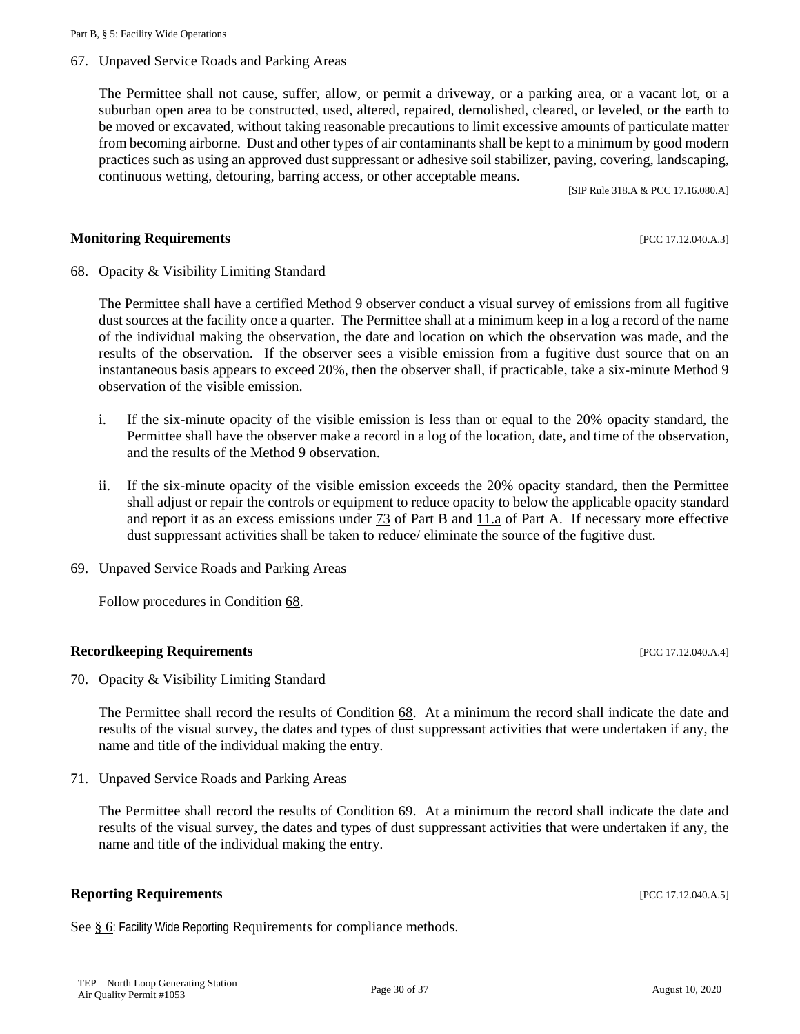67. Unpaved Service Roads and Parking Areas

The Permittee shall not cause, suffer, allow, or permit a driveway, or a parking area, or a vacant lot, or a suburban open area to be constructed, used, altered, repaired, demolished, cleared, or leveled, or the earth to be moved or excavated, without taking reasonable precautions to limit excessive amounts of particulate matter from becoming airborne. Dust and other types of air contaminants shall be kept to a minimum by good modern practices such as using an approved dust suppressant or adhesive soil stabilizer, paving, covering, landscaping, continuous wetting, detouring, barring access, or other acceptable means.

[SIP Rule 318.A & PCC 17.16.080.A]

**Monitoring Requirements** [PCC 17.12.040.A.3]

68. Opacity & Visibility Limiting Standard

The Permittee shall have a certified Method 9 observer conduct a visual survey of emissions from all fugitive dust sources at the facility once a quarter. The Permittee shall at a minimum keep in a log a record of the name of the individual making the observation, the date and location on which the observation was made, and the results of the observation. If the observer sees a visible emission from a fugitive dust source that on an instantaneous basis appears to exceed 20%, then the observer shall, if practicable, take a six-minute Method 9 observation of the visible emission.

i. If the six-minute opacity of the visible emission is less than or equal to the 20% opacity standard, the Permittee shall have the observer make a record in a log of the location, date, and time of the observation, and the results of the Method 9 observation.

ii. If the six-minute opacity of the visible emission exceeds the 20% opacity standard, then the Permittee shall adjust or repair the controls or equipment to reduce opacity to below the applicable opacity standard and report it as an excess emissions under 73 of Part B and 11.a of Part A. If necessary more effective dust suppressant activities shall be taken to reduce/ eliminate the source of the fugitive dust.

69. Unpaved Service Roads and Parking Areas

Follow procedures in Condition 68.

**Recordkeeping Requirements** [PCC 17.12.040.A.4]

70. Opacity & Visibility Limiting Standard

The Permittee shall record the results of Condition 68. At a minimum the record shall indicate the date and results of the visual survey, the dates and types of dust suppressant activities that were undertaken if any, the name and title of the individual making the entry.

71. Unpaved Service Roads and Parking Areas

The Permittee shall record the results of Condition 69. At a minimum the record shall indicate the date and results of the visual survey, the dates and types of dust suppressant activities that were undertaken if any, the name and title of the individual making the entry.

**Reporting Requirements** [PCC 17.12.040.A.5]

See § 6: Facility Wide Reporting Requirements for compliance methods.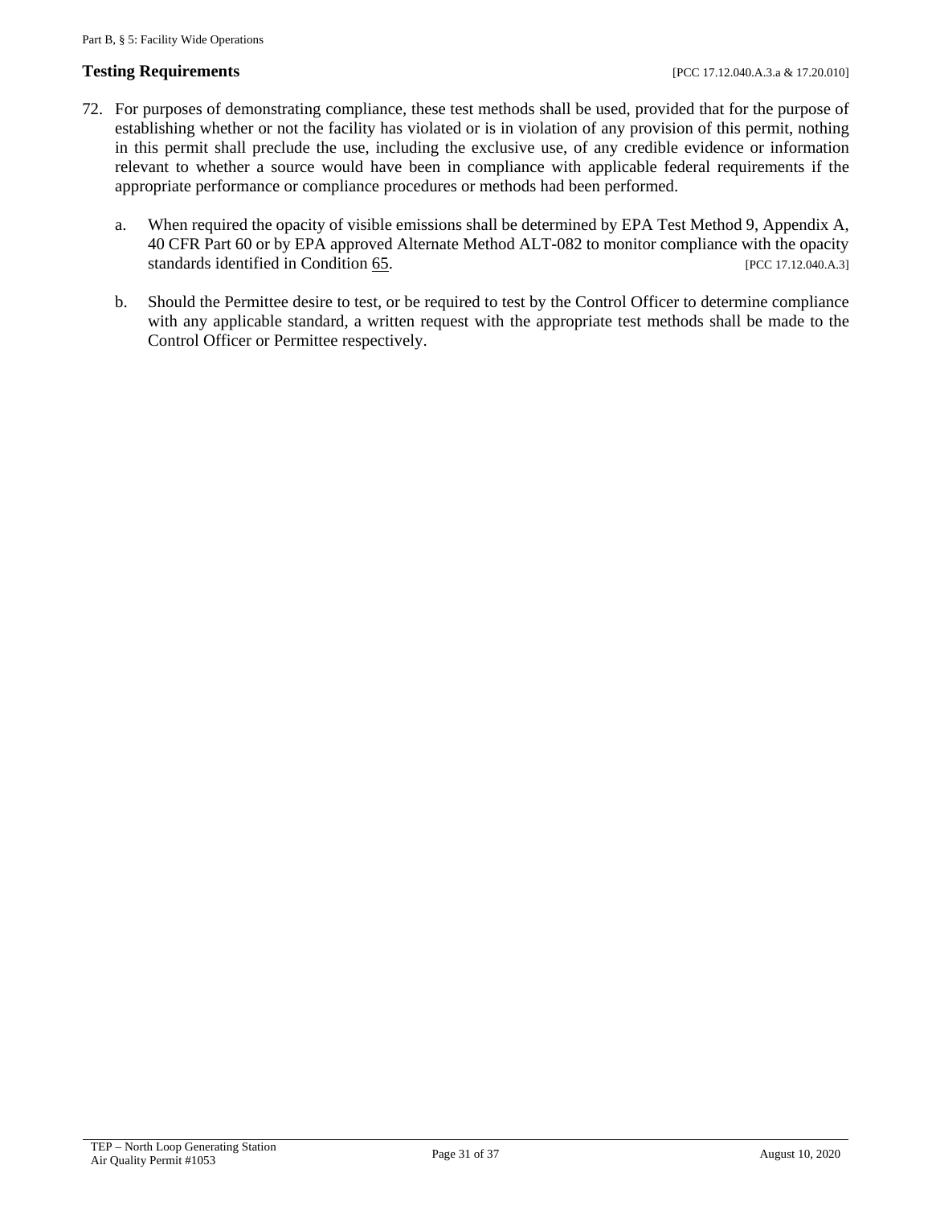**Testing Requirements** [PCC 17.12.040.A.3.a & 17.20.010]

72. For purposes of demonstrating compliance, these test methods shall be used, provided that for the purpose of establishing whether or not the facility has violated or is in violation of any provision of this permit, nothing in this permit shall preclude the use, including the exclusive use, of any credible evidence or information relevant to whether a source would have been in compliance with applicable federal requirements if the appropriate performance or compliance procedures or methods had been performed.

    a. When required the opacity of visible emissions shall be determined by EPA Test Method 9, Appendix A, 40 CFR Part 60 or by EPA approved Alternate Method ALT-082 to monitor compliance with the opacity standards identified in Condition 65. [PCC 17.12.040.A.3]

    b. Should the Permittee desire to test, or be required to test by the Control Officer to determine compliance with any applicable standard, a written request with the appropriate test methods shall be made to the Control Officer or Permittee respectively.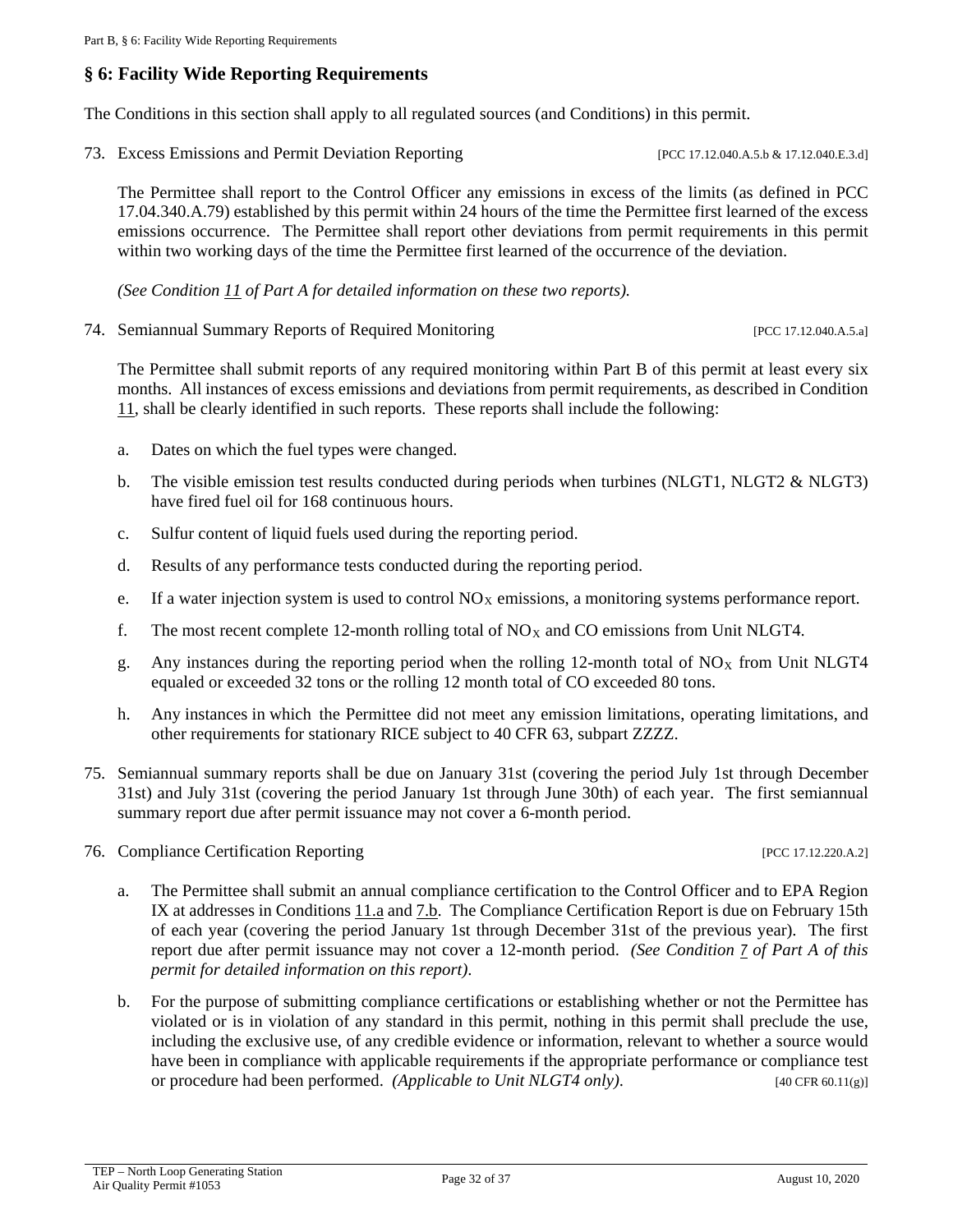## § 6: Facility Wide Reporting Requirements

The Conditions in this section shall apply to all regulated sources (and Conditions) in this permit.

73. Excess Emissions and Permit Deviation Reporting [PCC 17.12.040.A.5.b & 17.12.040.E.3.d]

    The Permittee shall report to the Control Officer any emissions in excess of the limits (as defined in PCC 17.04.340.A.79) established by this permit within 24 hours of the time the Permittee first learned of the excess emissions occurrence. The Permittee shall report other deviations from permit requirements in this permit within two working days of the time the Permittee first learned of the occurrence of the deviation.

    *(See Condition 11 of Part A for detailed information on these two reports).*

74. Semiannual Summary Reports of Required Monitoring [PCC 17.12.040.A.5.a]

    The Permittee shall submit reports of any required monitoring within Part B of this permit at least every six months. All instances of excess emissions and deviations from permit requirements, as described in Condition 11, shall be clearly identified in such reports. These reports shall include the following:

    a. Dates on which the fuel types were changed.

    b. The visible emission test results conducted during periods when turbines (NLGT1, NLGT2 & NLGT3) have fired fuel oil for 168 continuous hours.

    c. Sulfur content of liquid fuels used during the reporting period.

    d. Results of any performance tests conducted during the reporting period.

    e. If a water injection system is used to control $NO_X$ emissions, a monitoring systems performance report.

    f. The most recent complete 12-month rolling total of $NO_X$ and CO emissions from Unit NLGT4.

    g. Any instances during the reporting period when the rolling 12-month total of $NO_X$ from Unit NLGT4 equaled or exceeded 32 tons or the rolling 12 month total of CO exceeded 80 tons.

    h. Any instances in which the Permittee did not meet any emission limitations, operating limitations, and other requirements for stationary RICE subject to 40 CFR 63, subpart ZZZZ.

75. Semiannual summary reports shall be due on January 31st (covering the period July 1st through December 31st) and July 31st (covering the period January 1st through June 30th) of each year. The first semiannual summary report due after permit issuance may not cover a 6-month period.

76. Compliance Certification Reporting [PCC 17.12.220.A.2]

    a. The Permittee shall submit an annual compliance certification to the Control Officer and to EPA Region IX at addresses in Conditions 11.a and 7.b. The Compliance Certification Report is due on February 15th of each year (covering the period January 1st through December 31st of the previous year). The first report due after permit issuance may not cover a 12-month period. *(See Condition 7 of Part A of this permit for detailed information on this report).*

    b. For the purpose of submitting compliance certifications or establishing whether or not the Permittee has violated or is in violation of any standard in this permit, nothing in this permit shall preclude the use, including the exclusive use, of any credible evidence or information, relevant to whether a source would have been in compliance with applicable requirements if the appropriate performance or compliance test or procedure had been performed. *(Applicable to Unit NLGT4 only).* [40 CFR 60.11(g)]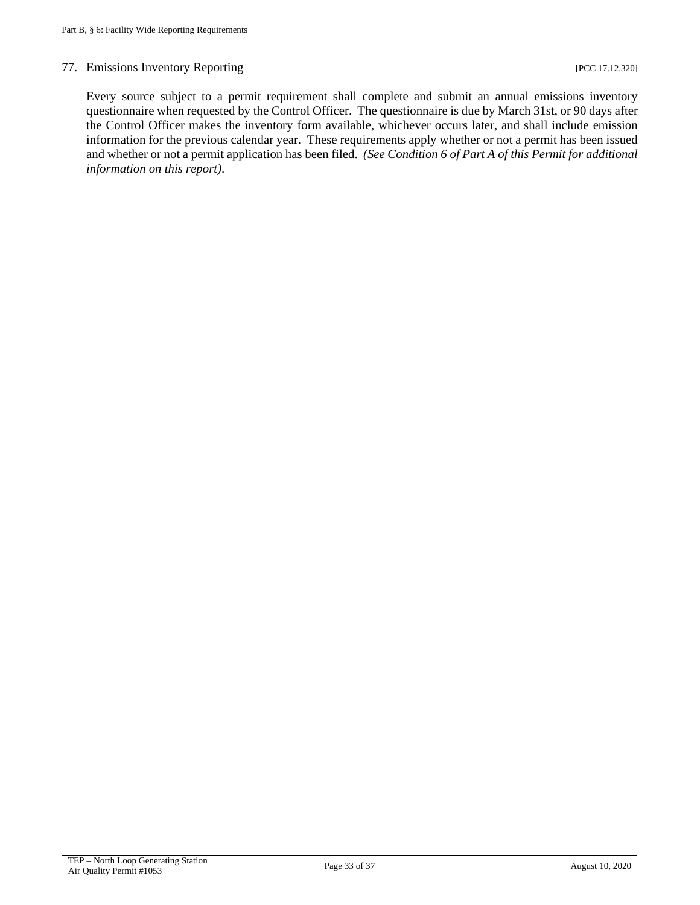77. Emissions Inventory Reporting [PCC 17.12.320]

Every source subject to a permit requirement shall complete and submit an annual emissions inventory questionnaire when requested by the Control Officer. The questionnaire is due by March 31st, or 90 days after the Control Officer makes the inventory form available, whichever occurs later, and shall include emission information for the previous calendar year. These requirements apply whether or not a permit has been issued and whether or not a permit application has been filed. *(See Condition 6 of Part A of this Permit for additional information on this report).*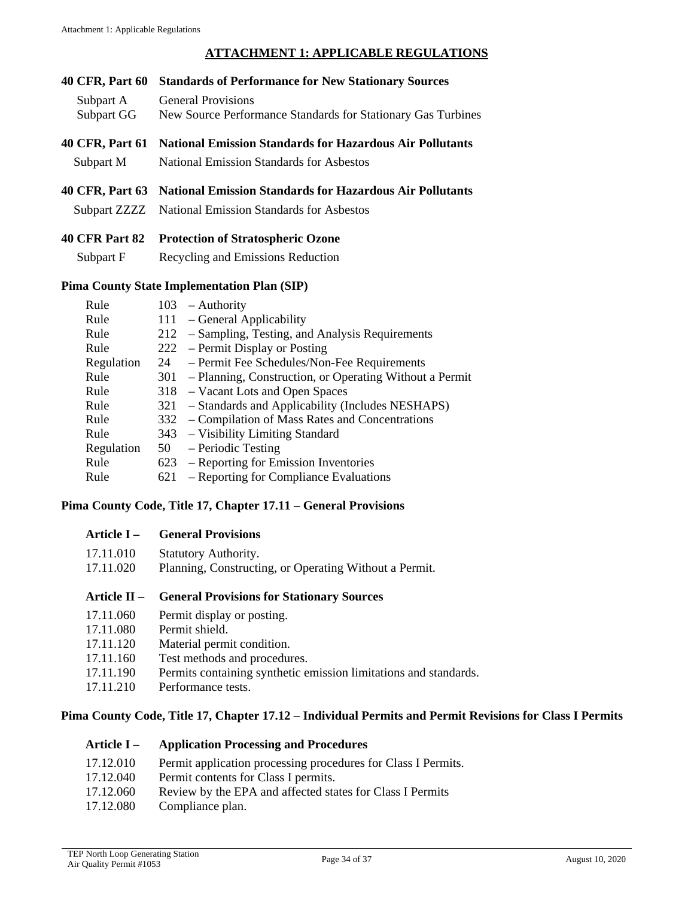## ATTACHMENT 1: APPLICABLE REGULATIONS

**40 CFR, Part 60 Standards of Performance for New Stationary Sources**

| | |
|---|---|
| Subpart A | General Provisions |
| Subpart GG | New Source Performance Standards for Stationary Gas Turbines |

**40 CFR, Part 61 National Emission Standards for Hazardous Air Pollutants**

| | |
|---|---|
| Subpart M | National Emission Standards for Asbestos |

**40 CFR, Part 63 National Emission Standards for Hazardous Air Pollutants**

| | |
|---|---|
| Subpart ZZZZ | National Emission Standards for Asbestos |

**40 CFR Part 82 Protection of Stratospheric Ozone**

| | |
|---|---|
| Subpart F | Recycling and Emissions Reduction |

**Pima County State Implementation Plan (SIP)**

| | | |
|---|---|---|
| Rule | 103 | – Authority |
| Rule | 111 | – General Applicability |
| Rule | 212 | – Sampling, Testing, and Analysis Requirements |
| Rule | 222 | – Permit Display or Posting |
| Regulation | 24 | – Permit Fee Schedules/Non-Fee Requirements |
| Rule | 301 | – Planning, Construction, or Operating Without a Permit |
| Rule | 318 | – Vacant Lots and Open Spaces |
| Rule | 321 | – Standards and Applicability (Includes NESHAPS) |
| Rule | 332 | – Compilation of Mass Rates and Concentrations |
| Rule | 343 | – Visibility Limiting Standard |
| Regulation | 50 | – Periodic Testing |
| Rule | 623 | – Reporting for Emission Inventories |
| Rule | 621 | – Reporting for Compliance Evaluations |

**Pima County Code, Title 17, Chapter 17.11 – General Provisions**

**Article I – General Provisions**

| | |
|---|---|
| 17.11.010 | Statutory Authority. |
| 17.11.020 | Planning, Constructing, or Operating Without a Permit. |

**Article II – General Provisions for Stationary Sources**

| | |
|---|---|
| 17.11.060 | Permit display or posting. |
| 17.11.080 | Permit shield. |
| 17.11.120 | Material permit condition. |
| 17.11.160 | Test methods and procedures. |
| 17.11.190 | Permits containing synthetic emission limitations and standards. |
| 17.11.210 | Performance tests. |

**Pima County Code, Title 17, Chapter 17.12 – Individual Permits and Permit Revisions for Class I Permits**

**Article I – Application Processing and Procedures**

| | |
|---|---|
| 17.12.010 | Permit application processing procedures for Class I Permits. |
| 17.12.040 | Permit contents for Class I permits. |
| 17.12.060 | Review by the EPA and affected states for Class I Permits |
| 17.12.080 | Compliance plan. |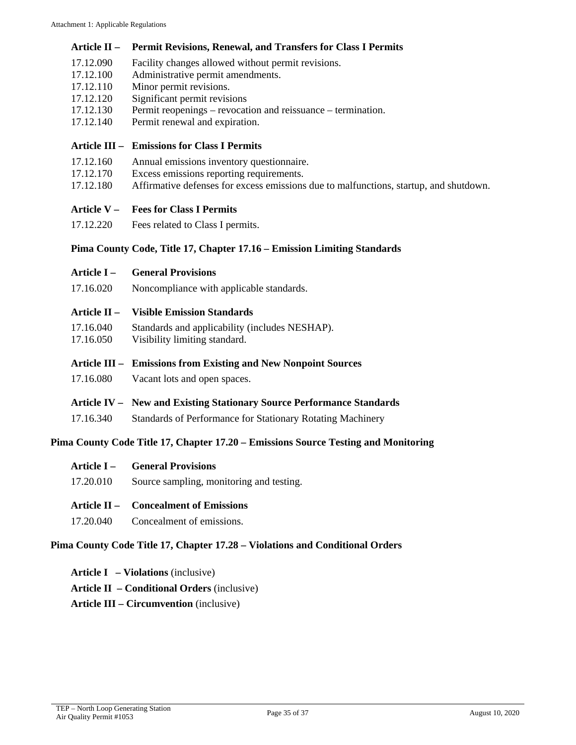### Article II – Permit Revisions, Renewal, and Transfers for Class I Permits

17.12.090 Facility changes allowed without permit revisions.
17.12.100 Administrative permit amendments.
17.12.110 Minor permit revisions.
17.12.120 Significant permit revisions
17.12.130 Permit reopenings – revocation and reissuance – termination.
17.12.140 Permit renewal and expiration.

### Article III – Emissions for Class I Permits

17.12.160 Annual emissions inventory questionnaire.
17.12.170 Excess emissions reporting requirements.
17.12.180 Affirmative defenses for excess emissions due to malfunctions, startup, and shutdown.

### Article V – Fees for Class I Permits

17.12.220 Fees related to Class I permits.

## Pima County Code, Title 17, Chapter 17.16 – Emission Limiting Standards

### Article I – General Provisions

17.16.020 Noncompliance with applicable standards.

### Article II – Visible Emission Standards

17.16.040 Standards and applicability (includes NESHAP).
17.16.050 Visibility limiting standard.

### Article III – Emissions from Existing and New Nonpoint Sources

17.16.080 Vacant lots and open spaces.

### Article IV – New and Existing Stationary Source Performance Standards

17.16.340 Standards of Performance for Stationary Rotating Machinery

## Pima County Code Title 17, Chapter 17.20 – Emissions Source Testing and Monitoring

### Article I – General Provisions

17.20.010 Source sampling, monitoring and testing.

### Article II – Concealment of Emissions

17.20.040 Concealment of emissions.

## Pima County Code Title 17, Chapter 17.28 – Violations and Conditional Orders

**Article I – Violations** (inclusive)

**Article II – Conditional Orders** (inclusive)

**Article III – Circumvention** (inclusive)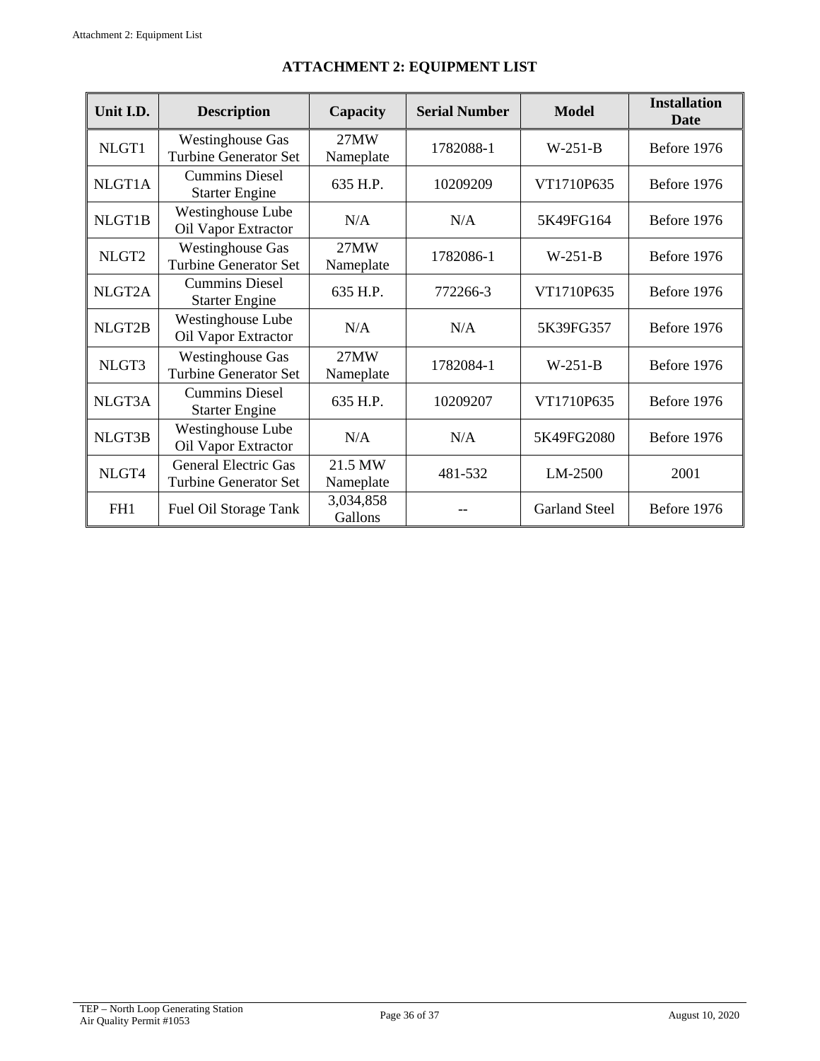# ATTACHMENT 2: EQUIPMENT LIST

| Unit I.D. | Description | Capacity | Serial Number | Model | Installation Date |
|---|---|---|---|---|---|
| NLGT1 | Westinghouse Gas Turbine Generator Set | 27MW Nameplate | 1782088-1 | W-251-B | Before 1976 |
| NLGT1A | Cummins Diesel Starter Engine | 635 H.P. | 10209209 | VT1710P635 | Before 1976 |
| NLGT1B | Westinghouse Lube Oil Vapor Extractor | N/A | N/A | 5K49FG164 | Before 1976 |
| NLGT2 | Westinghouse Gas Turbine Generator Set | 27MW Nameplate | 1782086-1 | W-251-B | Before 1976 |
| NLGT2A | Cummins Diesel Starter Engine | 635 H.P. | 772266-3 | VT1710P635 | Before 1976 |
| NLGT2B | Westinghouse Lube Oil Vapor Extractor | N/A | N/A | 5K39FG357 | Before 1976 |
| NLGT3 | Westinghouse Gas Turbine Generator Set | 27MW Nameplate | 1782084-1 | W-251-B | Before 1976 |
| NLGT3A | Cummins Diesel Starter Engine | 635 H.P. | 10209207 | VT1710P635 | Before 1976 |
| NLGT3B | Westinghouse Lube Oil Vapor Extractor | N/A | N/A | 5K49FG2080 | Before 1976 |
| NLGT4 | General Electric Gas Turbine Generator Set | 21.5 MW Nameplate | 481-532 | LM-2500 | 2001 |
| FH1 | Fuel Oil Storage Tank | 3,034,858 Gallons | -- | Garland Steel | Before 1976 |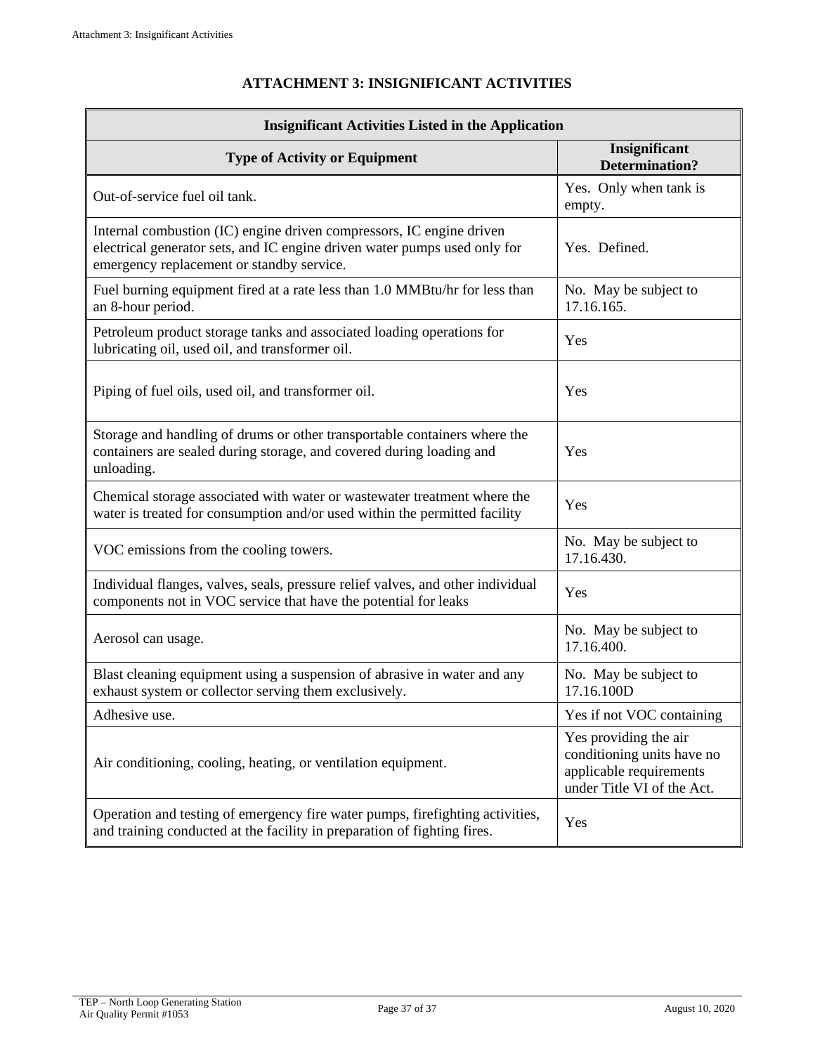# ATTACHMENT 3: INSIGNIFICANT ACTIVITIES

| Insignificant Activities Listed in the Application | |
|---|---|
| **Type of Activity or Equipment** | **Insignificant Determination?** |
| Out-of-service fuel oil tank. | Yes. Only when tank is empty. |
| Internal combustion (IC) engine driven compressors, IC engine driven electrical generator sets, and IC engine driven water pumps used only for emergency replacement or standby service. | Yes. Defined. |
| Fuel burning equipment fired at a rate less than 1.0 MMBtu/hr for less than an 8-hour period. | No. May be subject to 17.16.165. |
| Petroleum product storage tanks and associated loading operations for lubricating oil, used oil, and transformer oil. | Yes |
| Piping of fuel oils, used oil, and transformer oil. | Yes |
| Storage and handling of drums or other transportable containers where the containers are sealed during storage, and covered during loading and unloading. | Yes |
| Chemical storage associated with water or wastewater treatment where the water is treated for consumption and/or used within the permitted facility | Yes |
| VOC emissions from the cooling towers. | No. May be subject to 17.16.430. |
| Individual flanges, valves, seals, pressure relief valves, and other individual components not in VOC service that have the potential for leaks | Yes |
| Aerosol can usage. | No. May be subject to 17.16.400. |
| Blast cleaning equipment using a suspension of abrasive in water and any exhaust system or collector serving them exclusively. | No. May be subject to 17.16.100D |
| Adhesive use. | Yes if not VOC containing |
| Air conditioning, cooling, heating, or ventilation equipment. | Yes providing the air conditioning units have no applicable requirements under Title VI of the Act. |
| Operation and testing of emergency fire water pumps, firefighting activities, and training conducted at the facility in preparation of fighting fires. | Yes |